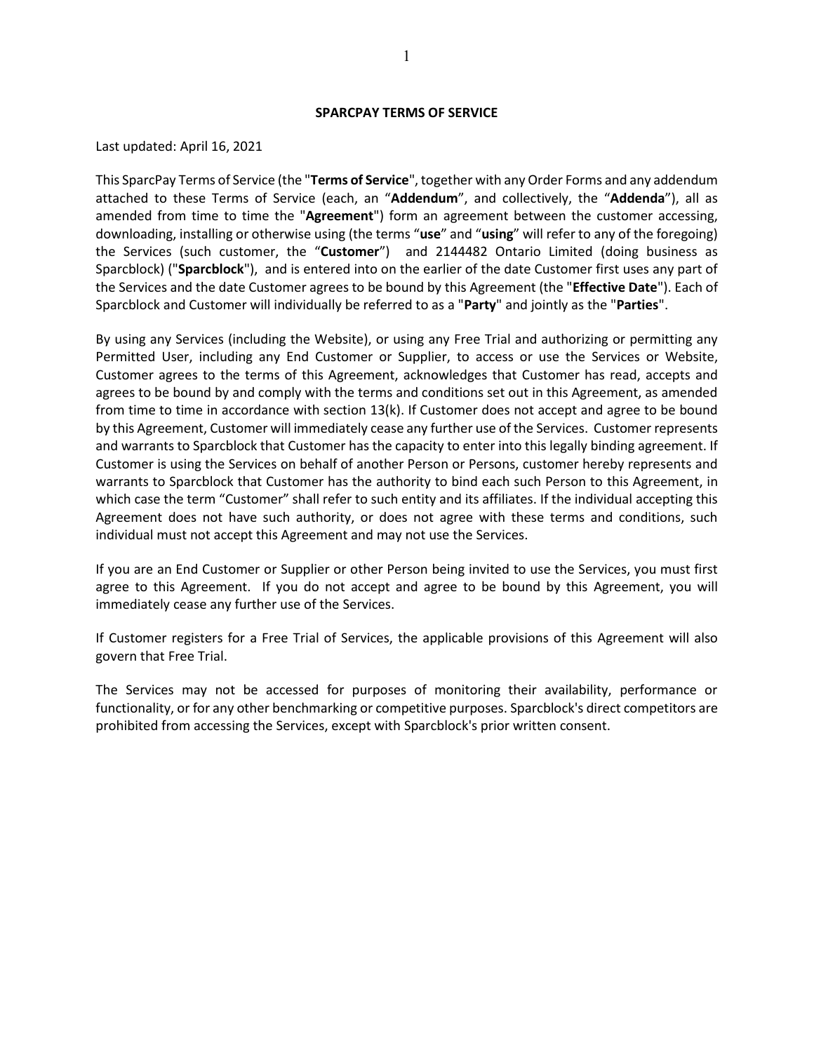# SPARCPAY TERMS OF SERVICE

Last updated: April 16, 2021

This SparcPay Terms of Service (the "**Terms of Service**", together with any Order Forms and any addendum attached to these Terms of Service (each, an "**Addendum**", and collectively, the "**Addenda**"), all as amended from time to time the "**Agreement**") form an agreement between the customer accessing, downloading, installing or otherwise using (the terms "**use**" and "**using**" will refer to any of the foregoing) the Services (such customer, the "**Customer**") and 2144482 Ontario Limited (doing business as Sparcblock) ("**Sparcblock**"), and is entered into on the earlier of the date Customer first uses any part of the Services and the date Customer agrees to be bound by this Agreement (the "**Effective Date**"). Each of Sparcblock and Customer will individually be referred to as a "**Party**" and jointly as the "**Parties**".

By using any Services (including the Website), or using any Free Trial and authorizing or permitting any Permitted User, including any End Customer or Supplier, to access or use the Services or Website, Customer agrees to the terms of this Agreement, acknowledges that Customer has read, accepts and agrees to be bound by and comply with the terms and conditions set out in this Agreement, as amended from time to time in accordance with section 13(k). If Customer does not accept and agree to be bound by this Agreement, Customer will immediately cease any further use of the Services. Customer represents and warrants to Sparcblock that Customer has the capacity to enter into this legally binding agreement. If Customer is using the Services on behalf of another Person or Persons, customer hereby represents and warrants to Sparcblock that Customer has the authority to bind each such Person to this Agreement, in which case the term "Customer" shall refer to such entity and its affiliates. If the individual accepting this Agreement does not have such authority, or does not agree with these terms and conditions, such individual must not accept this Agreement and may not use the Services.

If you are an End Customer or Supplier or other Person being invited to use the Services, you must first agree to this Agreement. If you do not accept and agree to be bound by this Agreement, you will immediately cease any further use of the Services.

If Customer registers for a Free Trial of Services, the applicable provisions of this Agreement will also govern that Free Trial.

The Services may not be accessed for purposes of monitoring their availability, performance or functionality, or for any other benchmarking or competitive purposes. Sparcblock's direct competitors are prohibited from accessing the Services, except with Sparcblock's prior written consent.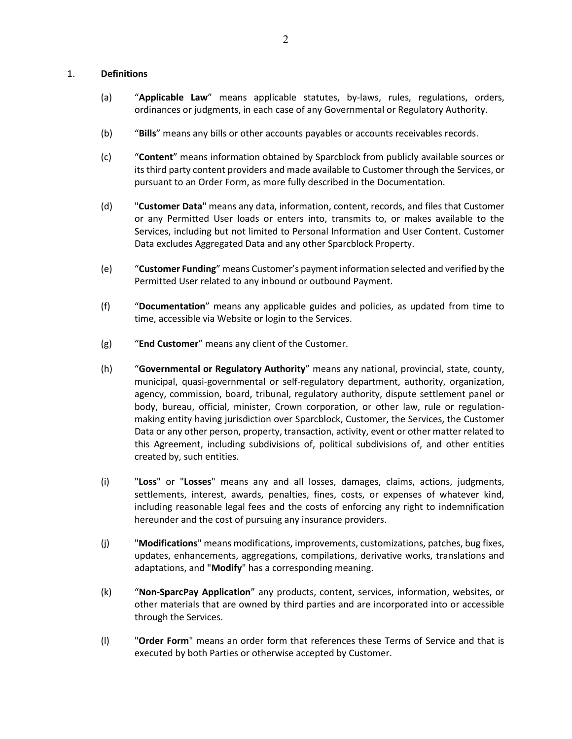## 1. **Definitions**

(a) "**Applicable Law**" means applicable statutes, by-laws, rules, regulations, orders, ordinances or judgments, in each case of any Governmental or Regulatory Authority.

(b) "**Bills**" means any bills or other accounts payables or accounts receivables records.

(c) "**Content**" means information obtained by Sparcblock from publicly available sources or its third party content providers and made available to Customer through the Services, or pursuant to an Order Form, as more fully described in the Documentation.

(d) "**Customer Data**" means any data, information, content, records, and files that Customer or any Permitted User loads or enters into, transmits to, or makes available to the Services, including but not limited to Personal Information and User Content. Customer Data excludes Aggregated Data and any other Sparcblock Property.

(e) "**Customer Funding**" means Customer's payment information selected and verified by the Permitted User related to any inbound or outbound Payment.

(f) "**Documentation**" means any applicable guides and policies, as updated from time to time, accessible via Website or login to the Services.

(g) "**End Customer**" means any client of the Customer.

(h) "**Governmental or Regulatory Authority**" means any national, provincial, state, county, municipal, quasi-governmental or self-regulatory department, authority, organization, agency, commission, board, tribunal, regulatory authority, dispute settlement panel or body, bureau, official, minister, Crown corporation, or other law, rule or regulation-making entity having jurisdiction over Sparcblock, Customer, the Services, the Customer Data or any other person, property, transaction, activity, event or other matter related to this Agreement, including subdivisions of, political subdivisions of, and other entities created by, such entities.

(i) "**Loss**" or "**Losses**" means any and all losses, damages, claims, actions, judgments, settlements, interest, awards, penalties, fines, costs, or expenses of whatever kind, including reasonable legal fees and the costs of enforcing any right to indemnification hereunder and the cost of pursuing any insurance providers.

(j) "**Modifications**" means modifications, improvements, customizations, patches, bug fixes, updates, enhancements, aggregations, compilations, derivative works, translations and adaptations, and "**Modify**" has a corresponding meaning.

(k) "**Non-SparcPay Application**" any products, content, services, information, websites, or other materials that are owned by third parties and are incorporated into or accessible through the Services.

(l) "**Order Form**" means an order form that references these Terms of Service and that is executed by both Parties or otherwise accepted by Customer.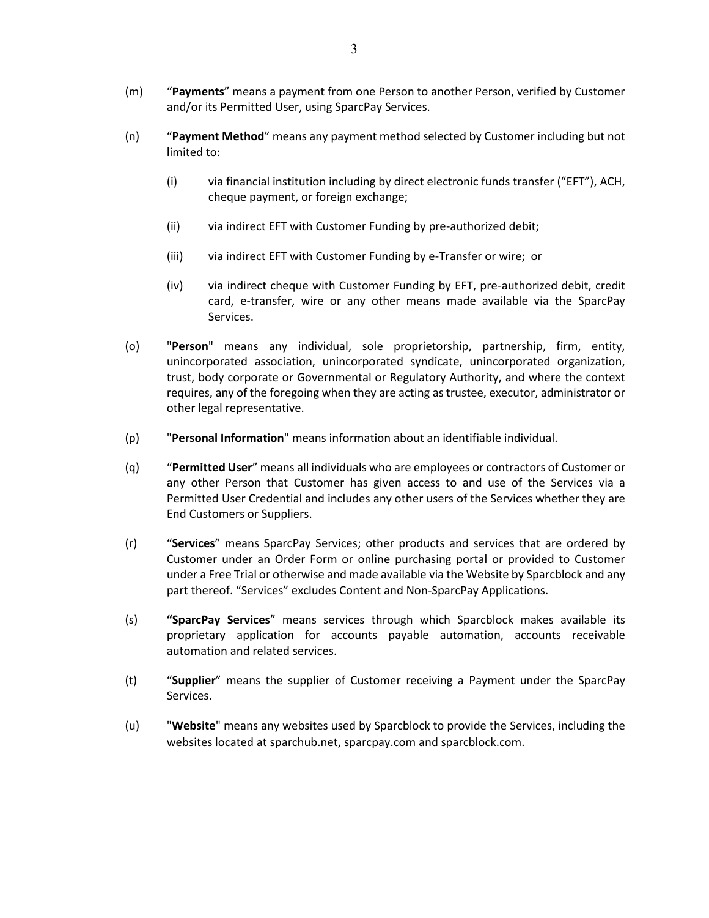(m) "**Payments**" means a payment from one Person to another Person, verified by Customer and/or its Permitted User, using SparcPay Services.

(n) "**Payment Method**" means any payment method selected by Customer including but not limited to:

(i) via financial institution including by direct electronic funds transfer ("EFT"), ACH, cheque payment, or foreign exchange;

(ii) via indirect EFT with Customer Funding by pre-authorized debit;

(iii) via indirect EFT with Customer Funding by e-Transfer or wire; or

(iv) via indirect cheque with Customer Funding by EFT, pre-authorized debit, credit card, e-transfer, wire or any other means made available via the SparcPay Services.

(o) "**Person**" means any individual, sole proprietorship, partnership, firm, entity, unincorporated association, unincorporated syndicate, unincorporated organization, trust, body corporate or Governmental or Regulatory Authority, and where the context requires, any of the foregoing when they are acting as trustee, executor, administrator or other legal representative.

(p) "**Personal Information**" means information about an identifiable individual.

(q) "**Permitted User**" means all individuals who are employees or contractors of Customer or any other Person that Customer has given access to and use of the Services via a Permitted User Credential and includes any other users of the Services whether they are End Customers or Suppliers.

(r) "**Services**" means SparcPay Services; other products and services that are ordered by Customer under an Order Form or online purchasing portal or provided to Customer under a Free Trial or otherwise and made available via the Website by Sparcblock and any part thereof. "Services" excludes Content and Non-SparcPay Applications.

(s) **"SparcPay Services**" means services through which Sparcblock makes available its proprietary application for accounts payable automation, accounts receivable automation and related services.

(t) "**Supplier**" means the supplier of Customer receiving a Payment under the SparcPay Services.

(u) "**Website**" means any websites used by Sparcblock to provide the Services, including the websites located at sparchub.net, sparcpay.com and sparcblock.com.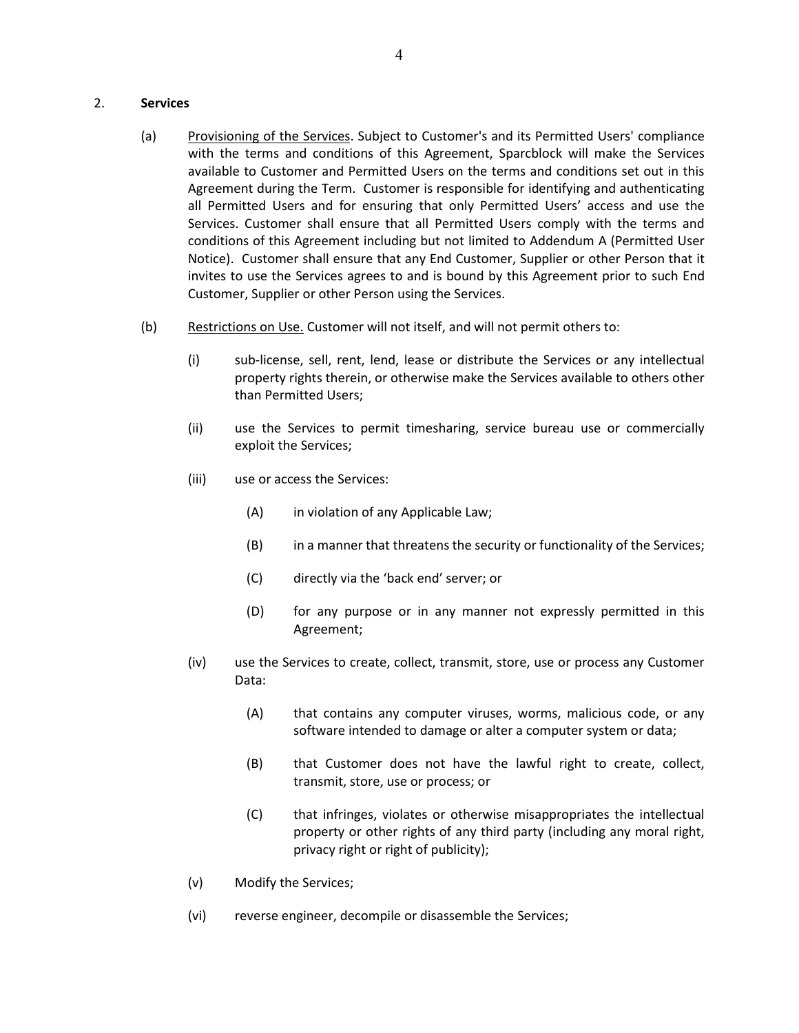2. **Services**

(a) Provisioning of the Services. Subject to Customer's and its Permitted Users' compliance with the terms and conditions of this Agreement, Sparcblock will make the Services available to Customer and Permitted Users on the terms and conditions set out in this Agreement during the Term. Customer is responsible for identifying and authenticating all Permitted Users and for ensuring that only Permitted Users' access and use the Services. Customer shall ensure that all Permitted Users comply with the terms and conditions of this Agreement including but not limited to Addendum A (Permitted User Notice). Customer shall ensure that any End Customer, Supplier or other Person that it invites to use the Services agrees to and is bound by this Agreement prior to such End Customer, Supplier or other Person using the Services.

(b) Restrictions on Use. Customer will not itself, and will not permit others to:

- (i) sub-license, sell, rent, lend, lease or distribute the Services or any intellectual property rights therein, or otherwise make the Services available to others other than Permitted Users;
- (ii) use the Services to permit timesharing, service bureau use or commercially exploit the Services;
- (iii) use or access the Services:
  - (A) in violation of any Applicable Law;
  - (B) in a manner that threatens the security or functionality of the Services;
  - (C) directly via the 'back end' server; or
  - (D) for any purpose or in any manner not expressly permitted in this Agreement;
- (iv) use the Services to create, collect, transmit, store, use or process any Customer Data:
  - (A) that contains any computer viruses, worms, malicious code, or any software intended to damage or alter a computer system or data;
  - (B) that Customer does not have the lawful right to create, collect, transmit, store, use or process; or
  - (C) that infringes, violates or otherwise misappropriates the intellectual property or other rights of any third party (including any moral right, privacy right or right of publicity);
- (v) Modify the Services;
- (vi) reverse engineer, decompile or disassemble the Services;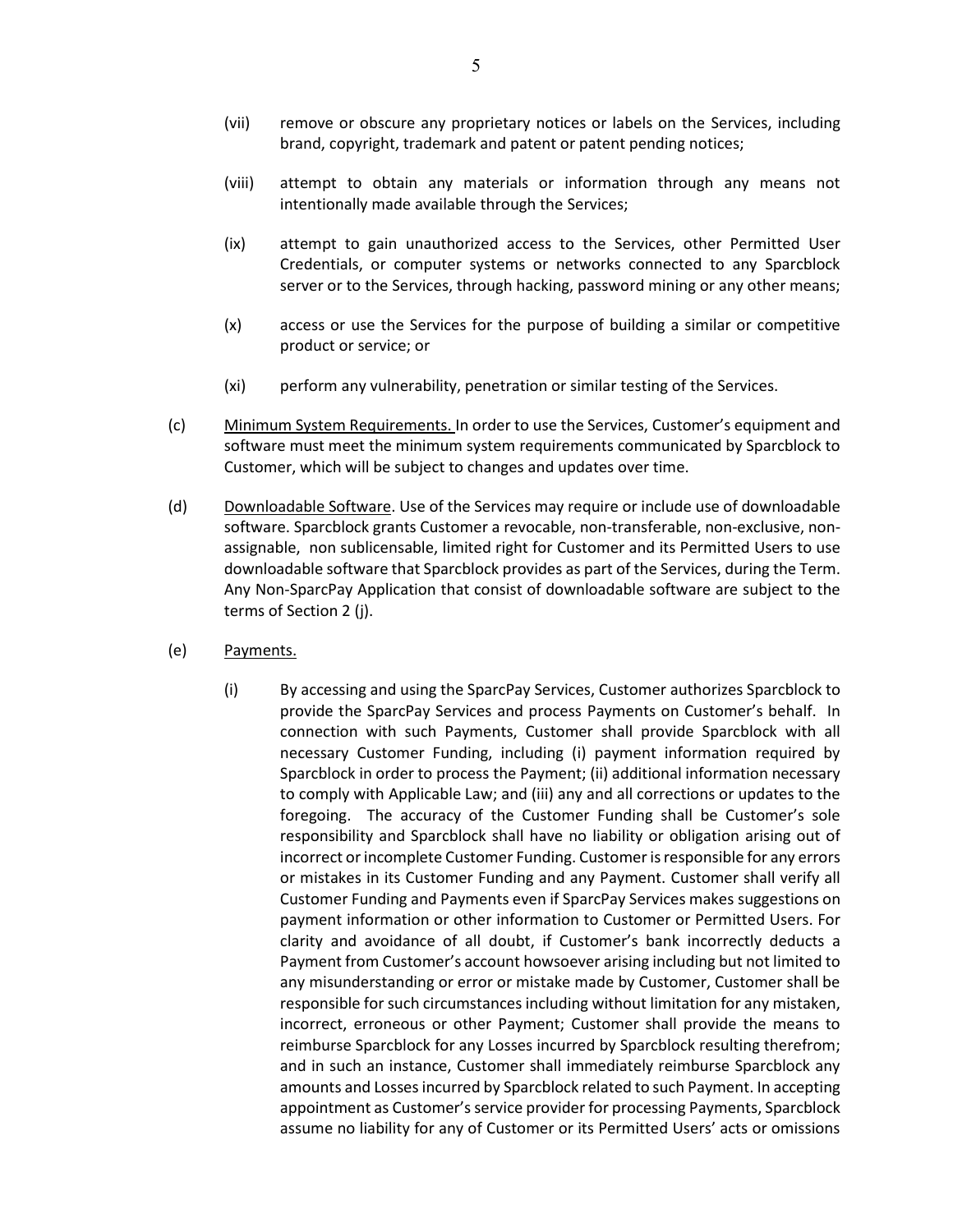(vii) remove or obscure any proprietary notices or labels on the Services, including brand, copyright, trademark and patent or patent pending notices;

(viii) attempt to obtain any materials or information through any means not intentionally made available through the Services;

(ix) attempt to gain unauthorized access to the Services, other Permitted User Credentials, or computer systems or networks connected to any Sparcblock server or to the Services, through hacking, password mining or any other means;

(x) access or use the Services for the purpose of building a similar or competitive product or service; or

(xi) perform any vulnerability, penetration or similar testing of the Services.

(c) Minimum System Requirements. In order to use the Services, Customer's equipment and software must meet the minimum system requirements communicated by Sparcblock to Customer, which will be subject to changes and updates over time.

(d) Downloadable Software. Use of the Services may require or include use of downloadable software. Sparcblock grants Customer a revocable, non-transferable, non-exclusive, non-assignable, non sublicensable, limited right for Customer and its Permitted Users to use downloadable software that Sparcblock provides as part of the Services, during the Term. Any Non-SparcPay Application that consist of downloadable software are subject to the terms of Section 2 (j).

(e) Payments.

(i) By accessing and using the SparcPay Services, Customer authorizes Sparcblock to provide the SparcPay Services and process Payments on Customer's behalf. In connection with such Payments, Customer shall provide Sparcblock with all necessary Customer Funding, including (i) payment information required by Sparcblock in order to process the Payment; (ii) additional information necessary to comply with Applicable Law; and (iii) any and all corrections or updates to the foregoing. The accuracy of the Customer Funding shall be Customer's sole responsibility and Sparcblock shall have no liability or obligation arising out of incorrect or incomplete Customer Funding. Customer is responsible for any errors or mistakes in its Customer Funding and any Payment. Customer shall verify all Customer Funding and Payments even if SparcPay Services makes suggestions on payment information or other information to Customer or Permitted Users. For clarity and avoidance of all doubt, if Customer's bank incorrectly deducts a Payment from Customer's account howsoever arising including but not limited to any misunderstanding or error or mistake made by Customer, Customer shall be responsible for such circumstances including without limitation for any mistaken, incorrect, erroneous or other Payment; Customer shall provide the means to reimburse Sparcblock for any Losses incurred by Sparcblock resulting therefrom; and in such an instance, Customer shall immediately reimburse Sparcblock any amounts and Losses incurred by Sparcblock related to such Payment. In accepting appointment as Customer's service provider for processing Payments, Sparcblock assume no liability for any of Customer or its Permitted Users' acts or omissions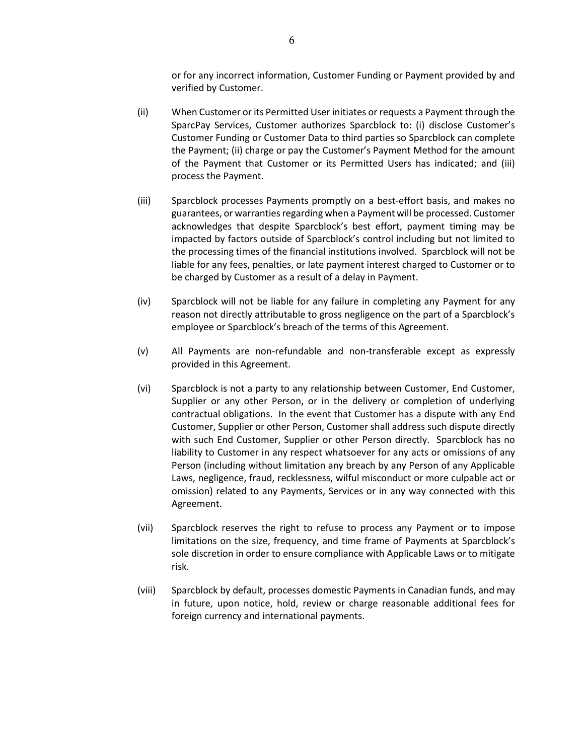or for any incorrect information, Customer Funding or Payment provided by and verified by Customer.

(ii) When Customer or its Permitted User initiates or requests a Payment through the SparcPay Services, Customer authorizes Sparcblock to: (i) disclose Customer's Customer Funding or Customer Data to third parties so Sparcblock can complete the Payment; (ii) charge or pay the Customer's Payment Method for the amount of the Payment that Customer or its Permitted Users has indicated; and (iii) process the Payment.

(iii) Sparcblock processes Payments promptly on a best-effort basis, and makes no guarantees, or warranties regarding when a Payment will be processed. Customer acknowledges that despite Sparcblock's best effort, payment timing may be impacted by factors outside of Sparcblock's control including but not limited to the processing times of the financial institutions involved. Sparcblock will not be liable for any fees, penalties, or late payment interest charged to Customer or to be charged by Customer as a result of a delay in Payment.

(iv) Sparcblock will not be liable for any failure in completing any Payment for any reason not directly attributable to gross negligence on the part of a Sparcblock's employee or Sparcblock's breach of the terms of this Agreement.

(v) All Payments are non-refundable and non-transferable except as expressly provided in this Agreement.

(vi) Sparcblock is not a party to any relationship between Customer, End Customer, Supplier or any other Person, or in the delivery or completion of underlying contractual obligations. In the event that Customer has a dispute with any End Customer, Supplier or other Person, Customer shall address such dispute directly with such End Customer, Supplier or other Person directly. Sparcblock has no liability to Customer in any respect whatsoever for any acts or omissions of any Person (including without limitation any breach by any Person of any Applicable Laws, negligence, fraud, recklessness, wilful misconduct or more culpable act or omission) related to any Payments, Services or in any way connected with this Agreement.

(vii) Sparcblock reserves the right to refuse to process any Payment or to impose limitations on the size, frequency, and time frame of Payments at Sparcblock's sole discretion in order to ensure compliance with Applicable Laws or to mitigate risk.

(viii) Sparcblock by default, processes domestic Payments in Canadian funds, and may in future, upon notice, hold, review or charge reasonable additional fees for foreign currency and international payments.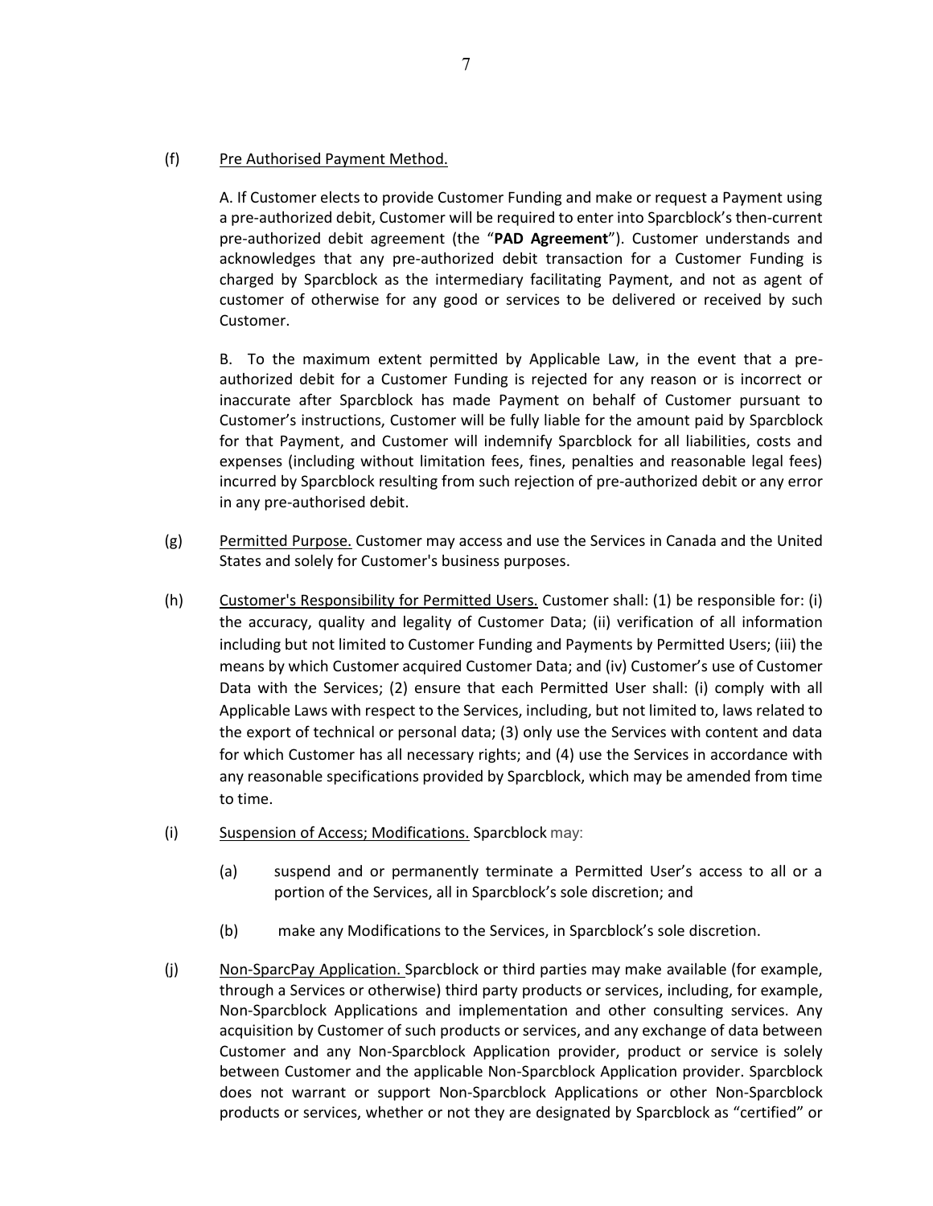(f) Pre Authorised Payment Method.

A. If Customer elects to provide Customer Funding and make or request a Payment using a pre-authorized debit, Customer will be required to enter into Sparcblock's then-current pre-authorized debit agreement (the "**PAD Agreement**"). Customer understands and acknowledges that any pre-authorized debit transaction for a Customer Funding is charged by Sparcblock as the intermediary facilitating Payment, and not as agent of customer of otherwise for any good or services to be delivered or received by such Customer.

B. To the maximum extent permitted by Applicable Law, in the event that a pre-authorized debit for a Customer Funding is rejected for any reason or is incorrect or inaccurate after Sparcblock has made Payment on behalf of Customer pursuant to Customer's instructions, Customer will be fully liable for the amount paid by Sparcblock for that Payment, and Customer will indemnify Sparcblock for all liabilities, costs and expenses (including without limitation fees, fines, penalties and reasonable legal fees) incurred by Sparcblock resulting from such rejection of pre-authorized debit or any error in any pre-authorised debit.

(g) Permitted Purpose. Customer may access and use the Services in Canada and the United States and solely for Customer's business purposes.

(h) Customer's Responsibility for Permitted Users. Customer shall: (1) be responsible for: (i) the accuracy, quality and legality of Customer Data; (ii) verification of all information including but not limited to Customer Funding and Payments by Permitted Users; (iii) the means by which Customer acquired Customer Data; and (iv) Customer's use of Customer Data with the Services; (2) ensure that each Permitted User shall: (i) comply with all Applicable Laws with respect to the Services, including, but not limited to, laws related to the export of technical or personal data; (3) only use the Services with content and data for which Customer has all necessary rights; and (4) use the Services in accordance with any reasonable specifications provided by Sparcblock, which may be amended from time to time.

(i) Suspension of Access; Modifications. Sparcblock may:

(a) suspend and or permanently terminate a Permitted User's access to all or a portion of the Services, all in Sparcblock's sole discretion; and

(b) make any Modifications to the Services, in Sparcblock's sole discretion.

(j) Non-SparcPay Application. Sparcblock or third parties may make available (for example, through a Services or otherwise) third party products or services, including, for example, Non-Sparcblock Applications and implementation and other consulting services. Any acquisition by Customer of such products or services, and any exchange of data between Customer and any Non-Sparcblock Application provider, product or service is solely between Customer and the applicable Non-Sparcblock Application provider. Sparcblock does not warrant or support Non-Sparcblock Applications or other Non-Sparcblock products or services, whether or not they are designated by Sparcblock as "certified" or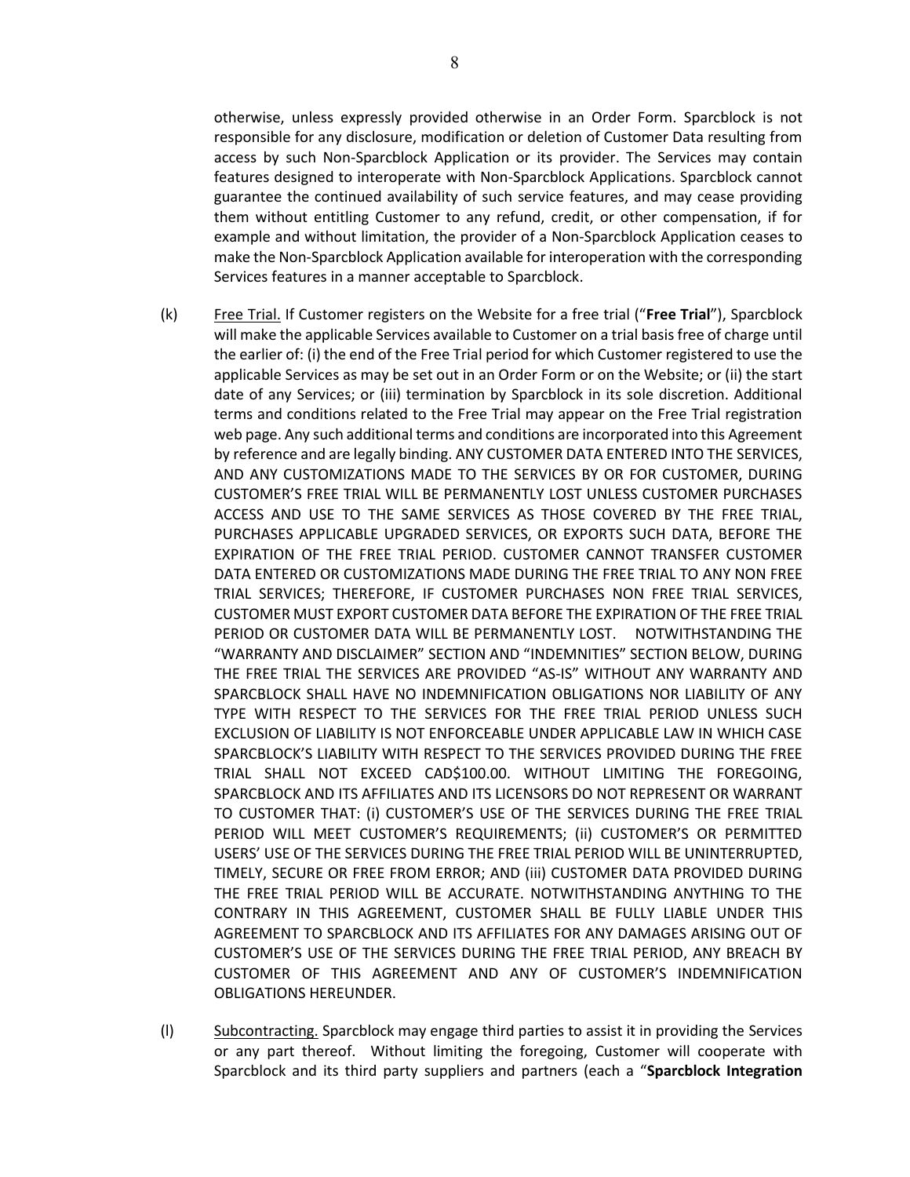otherwise, unless expressly provided otherwise in an Order Form. Sparcblock is not responsible for any disclosure, modification or deletion of Customer Data resulting from access by such Non-Sparcblock Application or its provider. The Services may contain features designed to interoperate with Non-Sparcblock Applications. Sparcblock cannot guarantee the continued availability of such service features, and may cease providing them without entitling Customer to any refund, credit, or other compensation, if for example and without limitation, the provider of a Non-Sparcblock Application ceases to make the Non-Sparcblock Application available for interoperation with the corresponding Services features in a manner acceptable to Sparcblock.

(k) Free Trial. If Customer registers on the Website for a free trial ("**Free Trial**"), Sparcblock will make the applicable Services available to Customer on a trial basis free of charge until the earlier of: (i) the end of the Free Trial period for which Customer registered to use the applicable Services as may be set out in an Order Form or on the Website; or (ii) the start date of any Services; or (iii) termination by Sparcblock in its sole discretion. Additional terms and conditions related to the Free Trial may appear on the Free Trial registration web page. Any such additional terms and conditions are incorporated into this Agreement by reference and are legally binding. ANY CUSTOMER DATA ENTERED INTO THE SERVICES, AND ANY CUSTOMIZATIONS MADE TO THE SERVICES BY OR FOR CUSTOMER, DURING CUSTOMER'S FREE TRIAL WILL BE PERMANENTLY LOST UNLESS CUSTOMER PURCHASES ACCESS AND USE TO THE SAME SERVICES AS THOSE COVERED BY THE FREE TRIAL, PURCHASES APPLICABLE UPGRADED SERVICES, OR EXPORTS SUCH DATA, BEFORE THE EXPIRATION OF THE FREE TRIAL PERIOD. CUSTOMER CANNOT TRANSFER CUSTOMER DATA ENTERED OR CUSTOMIZATIONS MADE DURING THE FREE TRIAL TO ANY NON FREE TRIAL SERVICES; THEREFORE, IF CUSTOMER PURCHASES NON FREE TRIAL SERVICES, CUSTOMER MUST EXPORT CUSTOMER DATA BEFORE THE EXPIRATION OF THE FREE TRIAL PERIOD OR CUSTOMER DATA WILL BE PERMANENTLY LOST. NOTWITHSTANDING THE "WARRANTY AND DISCLAIMER" SECTION AND "INDEMNITIES" SECTION BELOW, DURING THE FREE TRIAL THE SERVICES ARE PROVIDED "AS-IS" WITHOUT ANY WARRANTY AND SPARCBLOCK SHALL HAVE NO INDEMNIFICATION OBLIGATIONS NOR LIABILITY OF ANY TYPE WITH RESPECT TO THE SERVICES FOR THE FREE TRIAL PERIOD UNLESS SUCH EXCLUSION OF LIABILITY IS NOT ENFORCEABLE UNDER APPLICABLE LAW IN WHICH CASE SPARCBLOCK'S LIABILITY WITH RESPECT TO THE SERVICES PROVIDED DURING THE FREE TRIAL SHALL NOT EXCEED CAD$100.00. WITHOUT LIMITING THE FOREGOING, SPARCBLOCK AND ITS AFFILIATES AND ITS LICENSORS DO NOT REPRESENT OR WARRANT TO CUSTOMER THAT: (i) CUSTOMER'S USE OF THE SERVICES DURING THE FREE TRIAL PERIOD WILL MEET CUSTOMER'S REQUIREMENTS; (ii) CUSTOMER'S OR PERMITTED USERS' USE OF THE SERVICES DURING THE FREE TRIAL PERIOD WILL BE UNINTERRUPTED, TIMELY, SECURE OR FREE FROM ERROR; AND (iii) CUSTOMER DATA PROVIDED DURING THE FREE TRIAL PERIOD WILL BE ACCURATE. NOTWITHSTANDING ANYTHING TO THE CONTRARY IN THIS AGREEMENT, CUSTOMER SHALL BE FULLY LIABLE UNDER THIS AGREEMENT TO SPARCBLOCK AND ITS AFFILIATES FOR ANY DAMAGES ARISING OUT OF CUSTOMER'S USE OF THE SERVICES DURING THE FREE TRIAL PERIOD, ANY BREACH BY CUSTOMER OF THIS AGREEMENT AND ANY OF CUSTOMER'S INDEMNIFICATION OBLIGATIONS HEREUNDER.

(l) Subcontracting. Sparcblock may engage third parties to assist it in providing the Services or any part thereof. Without limiting the foregoing, Customer will cooperate with Sparcblock and its third party suppliers and partners (each a "**Sparcblock Integration**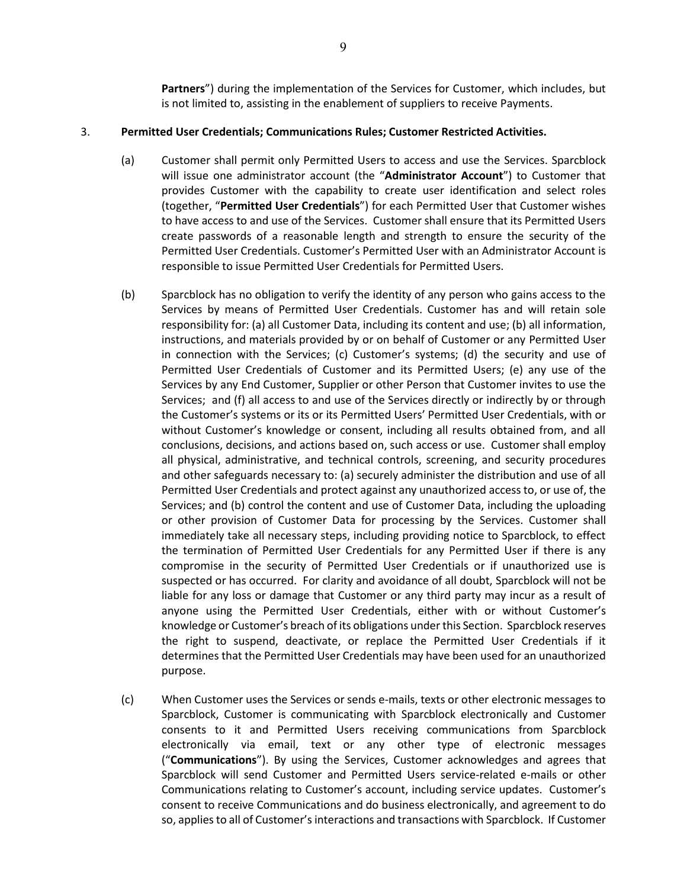**Partners**") during the implementation of the Services for Customer, which includes, but is not limited to, assisting in the enablement of suppliers to receive Payments.

3. **Permitted User Credentials; Communications Rules; Customer Restricted Activities.**

(a) Customer shall permit only Permitted Users to access and use the Services. Sparcblock will issue one administrator account (the "**Administrator Account**") to Customer that provides Customer with the capability to create user identification and select roles (together, "**Permitted User Credentials**") for each Permitted User that Customer wishes to have access to and use of the Services. Customer shall ensure that its Permitted Users create passwords of a reasonable length and strength to ensure the security of the Permitted User Credentials. Customer's Permitted User with an Administrator Account is responsible to issue Permitted User Credentials for Permitted Users.

(b) Sparcblock has no obligation to verify the identity of any person who gains access to the Services by means of Permitted User Credentials. Customer has and will retain sole responsibility for: (a) all Customer Data, including its content and use; (b) all information, instructions, and materials provided by or on behalf of Customer or any Permitted User in connection with the Services; (c) Customer's systems; (d) the security and use of Permitted User Credentials of Customer and its Permitted Users; (e) any use of the Services by any End Customer, Supplier or other Person that Customer invites to use the Services; and (f) all access to and use of the Services directly or indirectly by or through the Customer's systems or its or its Permitted Users' Permitted User Credentials, with or without Customer's knowledge or consent, including all results obtained from, and all conclusions, decisions, and actions based on, such access or use. Customer shall employ all physical, administrative, and technical controls, screening, and security procedures and other safeguards necessary to: (a) securely administer the distribution and use of all Permitted User Credentials and protect against any unauthorized access to, or use of, the Services; and (b) control the content and use of Customer Data, including the uploading or other provision of Customer Data for processing by the Services. Customer shall immediately take all necessary steps, including providing notice to Sparcblock, to effect the termination of Permitted User Credentials for any Permitted User if there is any compromise in the security of Permitted User Credentials or if unauthorized use is suspected or has occurred. For clarity and avoidance of all doubt, Sparcblock will not be liable for any loss or damage that Customer or any third party may incur as a result of anyone using the Permitted User Credentials, either with or without Customer's knowledge or Customer's breach of its obligations under this Section. Sparcblock reserves the right to suspend, deactivate, or replace the Permitted User Credentials if it determines that the Permitted User Credentials may have been used for an unauthorized purpose.

(c) When Customer uses the Services or sends e-mails, texts or other electronic messages to Sparcblock, Customer is communicating with Sparcblock electronically and Customer consents to it and Permitted Users receiving communications from Sparcblock electronically via email, text or any other type of electronic messages ("**Communications**"). By using the Services, Customer acknowledges and agrees that Sparcblock will send Customer and Permitted Users service-related e-mails or other Communications relating to Customer's account, including service updates. Customer's consent to receive Communications and do business electronically, and agreement to do so, applies to all of Customer's interactions and transactions with Sparcblock. If Customer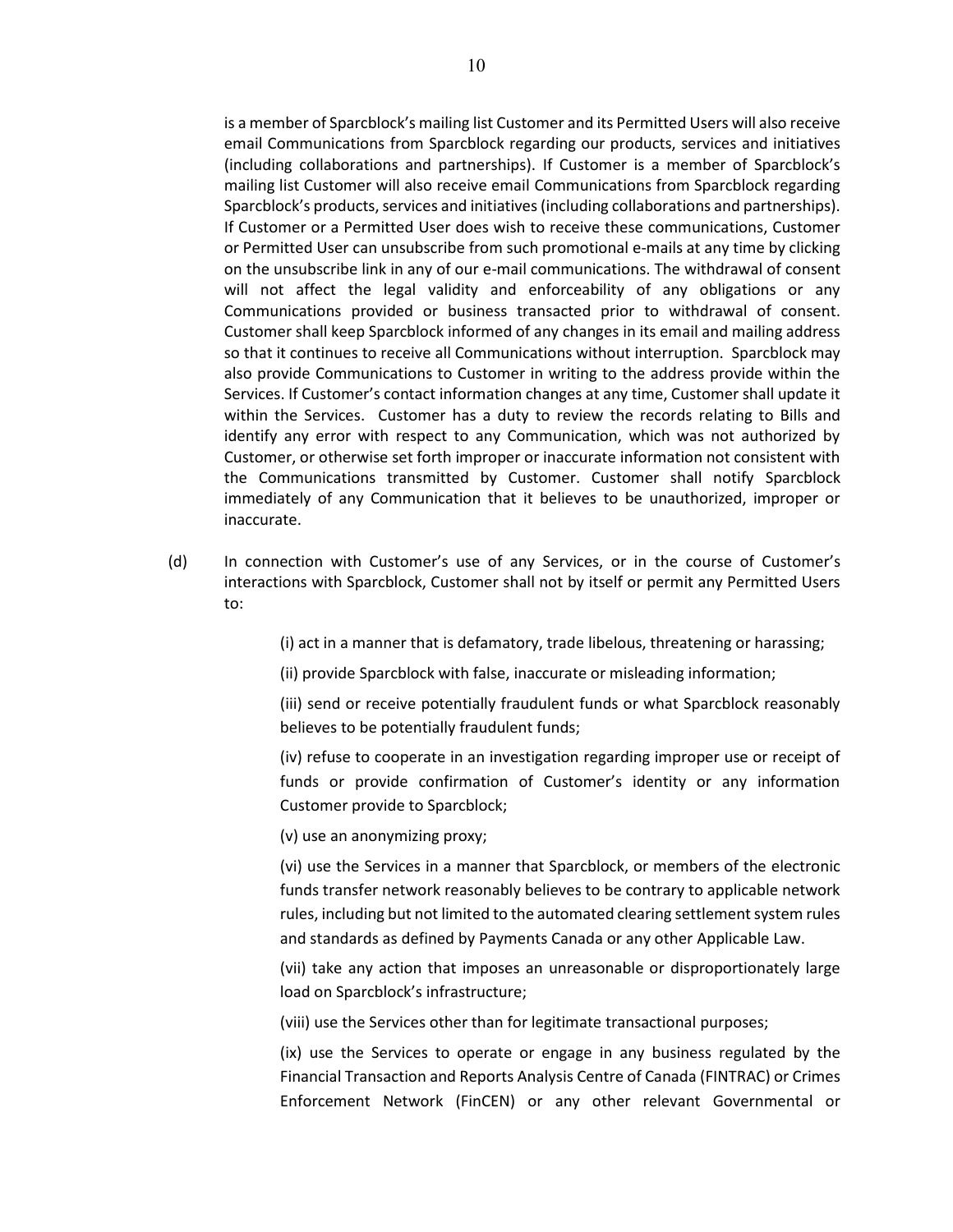is a member of Sparcblock's mailing list Customer and its Permitted Users will also receive email Communications from Sparcblock regarding our products, services and initiatives (including collaborations and partnerships). If Customer is a member of Sparcblock's mailing list Customer will also receive email Communications from Sparcblock regarding Sparcblock's products, services and initiatives (including collaborations and partnerships). If Customer or a Permitted User does wish to receive these communications, Customer or Permitted User can unsubscribe from such promotional e-mails at any time by clicking on the unsubscribe link in any of our e-mail communications. The withdrawal of consent will not affect the legal validity and enforceability of any obligations or any Communications provided or business transacted prior to withdrawal of consent. Customer shall keep Sparcblock informed of any changes in its email and mailing address so that it continues to receive all Communications without interruption. Sparcblock may also provide Communications to Customer in writing to the address provide within the Services. If Customer's contact information changes at any time, Customer shall update it within the Services. Customer has a duty to review the records relating to Bills and identify any error with respect to any Communication, which was not authorized by Customer, or otherwise set forth improper or inaccurate information not consistent with the Communications transmitted by Customer. Customer shall notify Sparcblock immediately of any Communication that it believes to be unauthorized, improper or inaccurate.

(d) In connection with Customer's use of any Services, or in the course of Customer's interactions with Sparcblock, Customer shall not by itself or permit any Permitted Users to:

(i) act in a manner that is defamatory, trade libelous, threatening or harassing;

(ii) provide Sparcblock with false, inaccurate or misleading information;

(iii) send or receive potentially fraudulent funds or what Sparcblock reasonably believes to be potentially fraudulent funds;

(iv) refuse to cooperate in an investigation regarding improper use or receipt of funds or provide confirmation of Customer's identity or any information Customer provide to Sparcblock;

(v) use an anonymizing proxy;

(vi) use the Services in a manner that Sparcblock, or members of the electronic funds transfer network reasonably believes to be contrary to applicable network rules, including but not limited to the automated clearing settlement system rules and standards as defined by Payments Canada or any other Applicable Law.

(vii) take any action that imposes an unreasonable or disproportionately large load on Sparcblock's infrastructure;

(viii) use the Services other than for legitimate transactional purposes;

(ix) use the Services to operate or engage in any business regulated by the Financial Transaction and Reports Analysis Centre of Canada (FINTRAC) or Crimes Enforcement Network (FinCEN) or any other relevant Governmental or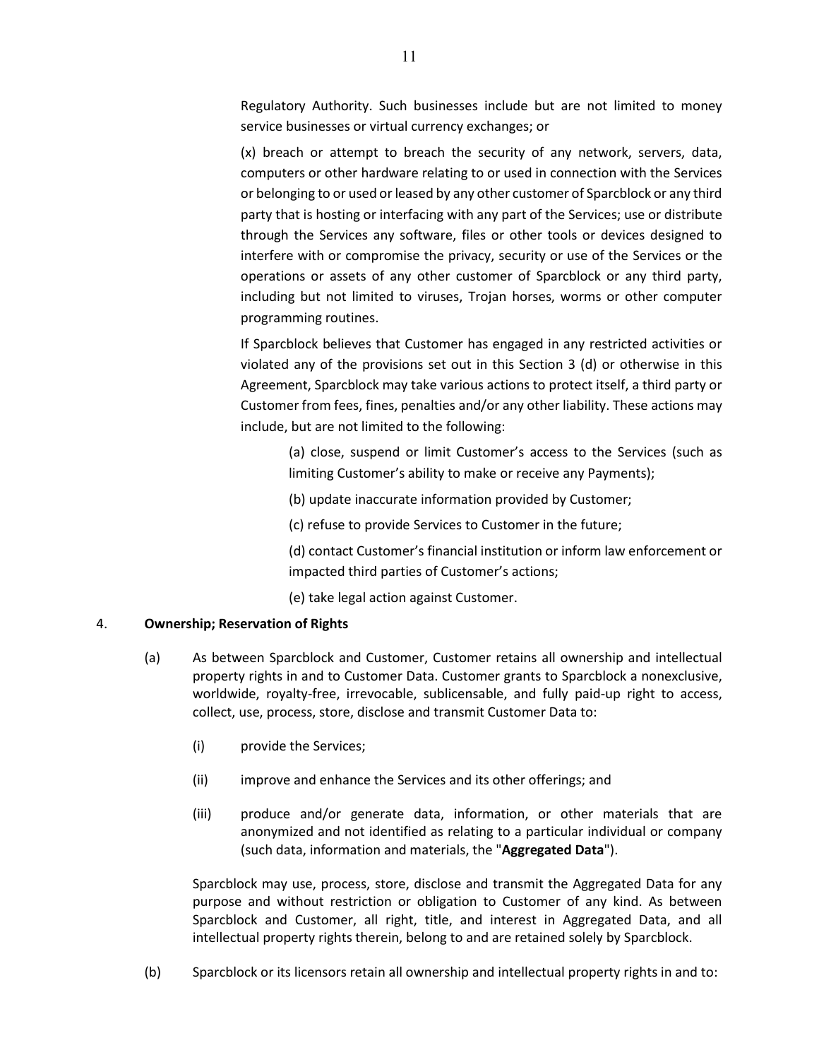Regulatory Authority. Such businesses include but are not limited to money service businesses or virtual currency exchanges; or

(x) breach or attempt to breach the security of any network, servers, data, computers or other hardware relating to or used in connection with the Services or belonging to or used or leased by any other customer of Sparcblock or any third party that is hosting or interfacing with any part of the Services; use or distribute through the Services any software, files or other tools or devices designed to interfere with or compromise the privacy, security or use of the Services or the operations or assets of any other customer of Sparcblock or any third party, including but not limited to viruses, Trojan horses, worms or other computer programming routines.

If Sparcblock believes that Customer has engaged in any restricted activities or violated any of the provisions set out in this Section 3 (d) or otherwise in this Agreement, Sparcblock may take various actions to protect itself, a third party or Customer from fees, fines, penalties and/or any other liability. These actions may include, but are not limited to the following:

> (a) close, suspend or limit Customer's access to the Services (such as limiting Customer's ability to make or receive any Payments);
>
> (b) update inaccurate information provided by Customer;
>
> (c) refuse to provide Services to Customer in the future;
>
> (d) contact Customer's financial institution or inform law enforcement or impacted third parties of Customer's actions;
>
> (e) take legal action against Customer.

4. **Ownership; Reservation of Rights**

(a) As between Sparcblock and Customer, Customer retains all ownership and intellectual property rights in and to Customer Data. Customer grants to Sparcblock a nonexclusive, worldwide, royalty-free, irrevocable, sublicensable, and fully paid-up right to access, collect, use, process, store, disclose and transmit Customer Data to:

- (i) provide the Services;
- (ii) improve and enhance the Services and its other offerings; and
- (iii) produce and/or generate data, information, or other materials that are anonymized and not identified as relating to a particular individual or company (such data, information and materials, the "**Aggregated Data**").

Sparcblock may use, process, store, disclose and transmit the Aggregated Data for any purpose and without restriction or obligation to Customer of any kind. As between Sparcblock and Customer, all right, title, and interest in Aggregated Data, and all intellectual property rights therein, belong to and are retained solely by Sparcblock.

(b) Sparcblock or its licensors retain all ownership and intellectual property rights in and to: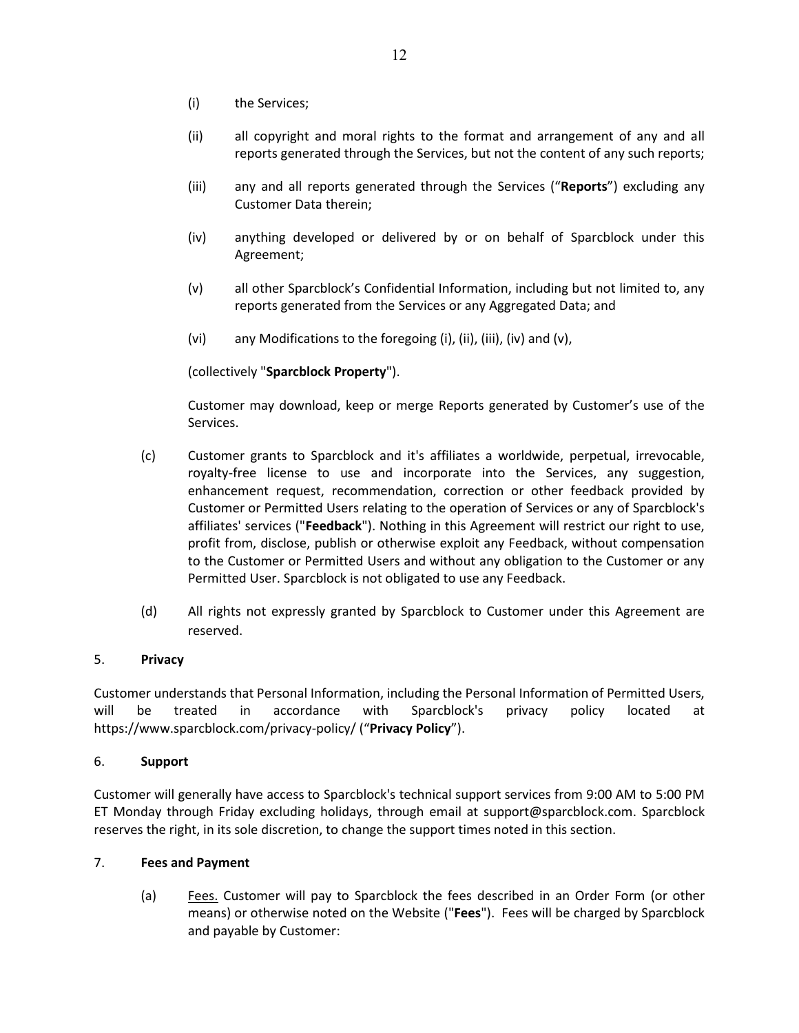(i) the Services;

(ii) all copyright and moral rights to the format and arrangement of any and all reports generated through the Services, but not the content of any such reports;

(iii) any and all reports generated through the Services ("**Reports**") excluding any Customer Data therein;

(iv) anything developed or delivered by or on behalf of Sparcblock under this Agreement;

(v) all other Sparcblock's Confidential Information, including but not limited to, any reports generated from the Services or any Aggregated Data; and

(vi) any Modifications to the foregoing (i), (ii), (iii), (iv) and (v),

(collectively "**Sparcblock Property**").

Customer may download, keep or merge Reports generated by Customer's use of the Services.

(c) Customer grants to Sparcblock and it's affiliates a worldwide, perpetual, irrevocable, royalty-free license to use and incorporate into the Services, any suggestion, enhancement request, recommendation, correction or other feedback provided by Customer or Permitted Users relating to the operation of Services or any of Sparcblock's affiliates' services ("**Feedback**"). Nothing in this Agreement will restrict our right to use, profit from, disclose, publish or otherwise exploit any Feedback, without compensation to the Customer or Permitted Users and without any obligation to the Customer or any Permitted User. Sparcblock is not obligated to use any Feedback.

(d) All rights not expressly granted by Sparcblock to Customer under this Agreement are reserved.

5. **Privacy**

Customer understands that Personal Information, including the Personal Information of Permitted Users, will be treated in accordance with Sparcblock's privacy policy located at https://www.sparcblock.com/privacy-policy/ ("**Privacy Policy**").

6. **Support**

Customer will generally have access to Sparcblock's technical support services from 9:00 AM to 5:00 PM ET Monday through Friday excluding holidays, through email at support@sparcblock.com. Sparcblock reserves the right, in its sole discretion, to change the support times noted in this section.

7. **Fees and Payment**

(a) Fees. Customer will pay to Sparcblock the fees described in an Order Form (or other means) or otherwise noted on the Website ("**Fees**"). Fees will be charged by Sparcblock and payable by Customer: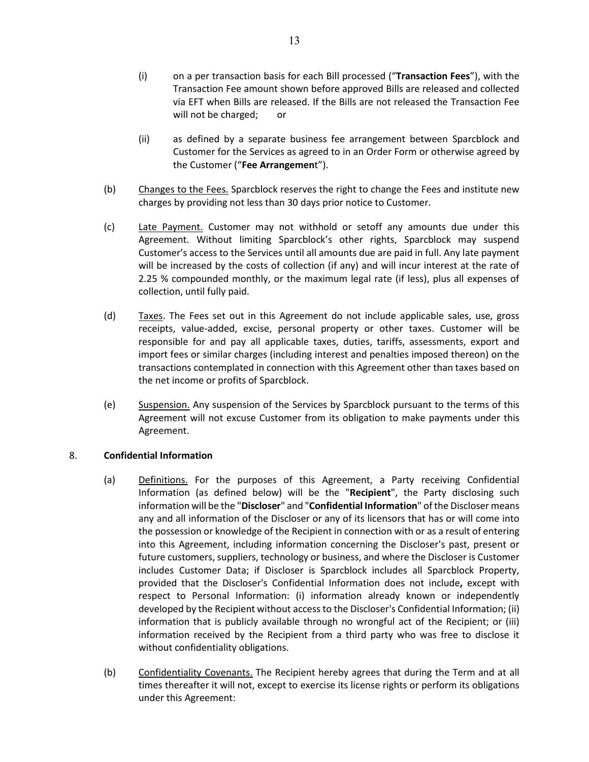(i) on a per transaction basis for each Bill processed ("**Transaction Fees**"), with the Transaction Fee amount shown before approved Bills are released and collected via EFT when Bills are released. If the Bills are not released the Transaction Fee will not be charged; or

(ii) as defined by a separate business fee arrangement between Sparcblock and Customer for the Services as agreed to in an Order Form or otherwise agreed by the Customer ("**Fee Arrangement**").

(b) Changes to the Fees. Sparcblock reserves the right to change the Fees and institute new charges by providing not less than 30 days prior notice to Customer.

(c) Late Payment. Customer may not withhold or setoff any amounts due under this Agreement. Without limiting Sparcblock's other rights, Sparcblock may suspend Customer's access to the Services until all amounts due are paid in full. Any late payment will be increased by the costs of collection (if any) and will incur interest at the rate of 2.25 % compounded monthly, or the maximum legal rate (if less), plus all expenses of collection, until fully paid.

(d) Taxes. The Fees set out in this Agreement do not include applicable sales, use, gross receipts, value-added, excise, personal property or other taxes. Customer will be responsible for and pay all applicable taxes, duties, tariffs, assessments, export and import fees or similar charges (including interest and penalties imposed thereon) on the transactions contemplated in connection with this Agreement other than taxes based on the net income or profits of Sparcblock.

(e) Suspension. Any suspension of the Services by Sparcblock pursuant to the terms of this Agreement will not excuse Customer from its obligation to make payments under this Agreement.

8. **Confidential Information**

(a) Definitions. For the purposes of this Agreement, a Party receiving Confidential Information (as defined below) will be the "**Recipient**", the Party disclosing such information will be the "**Discloser**" and "**Confidential Information**" of the Discloser means any and all information of the Discloser or any of its licensors that has or will come into the possession or knowledge of the Recipient in connection with or as a result of entering into this Agreement, including information concerning the Discloser's past, present or future customers, suppliers, technology or business, and where the Discloser is Customer includes Customer Data; if Discloser is Sparcblock includes all Sparcblock Property, provided that the Discloser's Confidential Information does not include**,** except with respect to Personal Information: (i) information already known or independently developed by the Recipient without access to the Discloser's Confidential Information; (ii) information that is publicly available through no wrongful act of the Recipient; or (iii) information received by the Recipient from a third party who was free to disclose it without confidentiality obligations.

(b) Confidentiality Covenants. The Recipient hereby agrees that during the Term and at all times thereafter it will not, except to exercise its license rights or perform its obligations under this Agreement: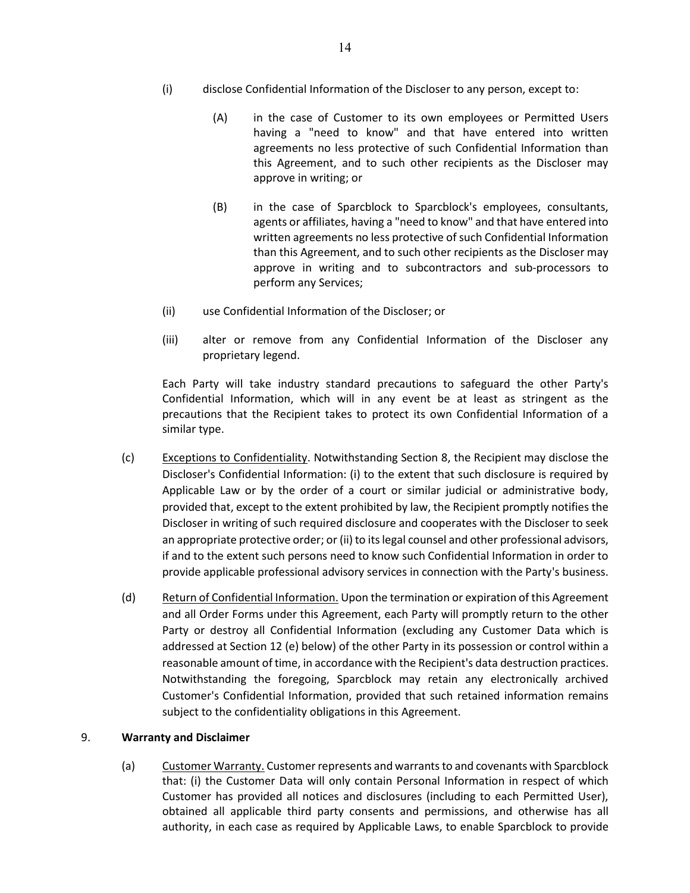(i) disclose Confidential Information of the Discloser to any person, except to:

   (A) in the case of Customer to its own employees or Permitted Users having a "need to know" and that have entered into written agreements no less protective of such Confidential Information than this Agreement, and to such other recipients as the Discloser may approve in writing; or

   (B) in the case of Sparcblock to Sparcblock's employees, consultants, agents or affiliates, having a "need to know" and that have entered into written agreements no less protective of such Confidential Information than this Agreement, and to such other recipients as the Discloser may approve in writing and to subcontractors and sub-processors to perform any Services;

(ii) use Confidential Information of the Discloser; or

(iii) alter or remove from any Confidential Information of the Discloser any proprietary legend.

Each Party will take industry standard precautions to safeguard the other Party's Confidential Information, which will in any event be at least as stringent as the precautions that the Recipient takes to protect its own Confidential Information of a similar type.

(c) Exceptions to Confidentiality. Notwithstanding Section 8, the Recipient may disclose the Discloser's Confidential Information: (i) to the extent that such disclosure is required by Applicable Law or by the order of a court or similar judicial or administrative body, provided that, except to the extent prohibited by law, the Recipient promptly notifies the Discloser in writing of such required disclosure and cooperates with the Discloser to seek an appropriate protective order; or (ii) to its legal counsel and other professional advisors, if and to the extent such persons need to know such Confidential Information in order to provide applicable professional advisory services in connection with the Party's business.

(d) Return of Confidential Information. Upon the termination or expiration of this Agreement and all Order Forms under this Agreement, each Party will promptly return to the other Party or destroy all Confidential Information (excluding any Customer Data which is addressed at Section 12 (e) below) of the other Party in its possession or control within a reasonable amount of time, in accordance with the Recipient's data destruction practices. Notwithstanding the foregoing, Sparcblock may retain any electronically archived Customer's Confidential Information, provided that such retained information remains subject to the confidentiality obligations in this Agreement.

## 9. **Warranty and Disclaimer**

(a) Customer Warranty. Customer represents and warrants to and covenants with Sparcblock that: (i) the Customer Data will only contain Personal Information in respect of which Customer has provided all notices and disclosures (including to each Permitted User), obtained all applicable third party consents and permissions, and otherwise has all authority, in each case as required by Applicable Laws, to enable Sparcblock to provide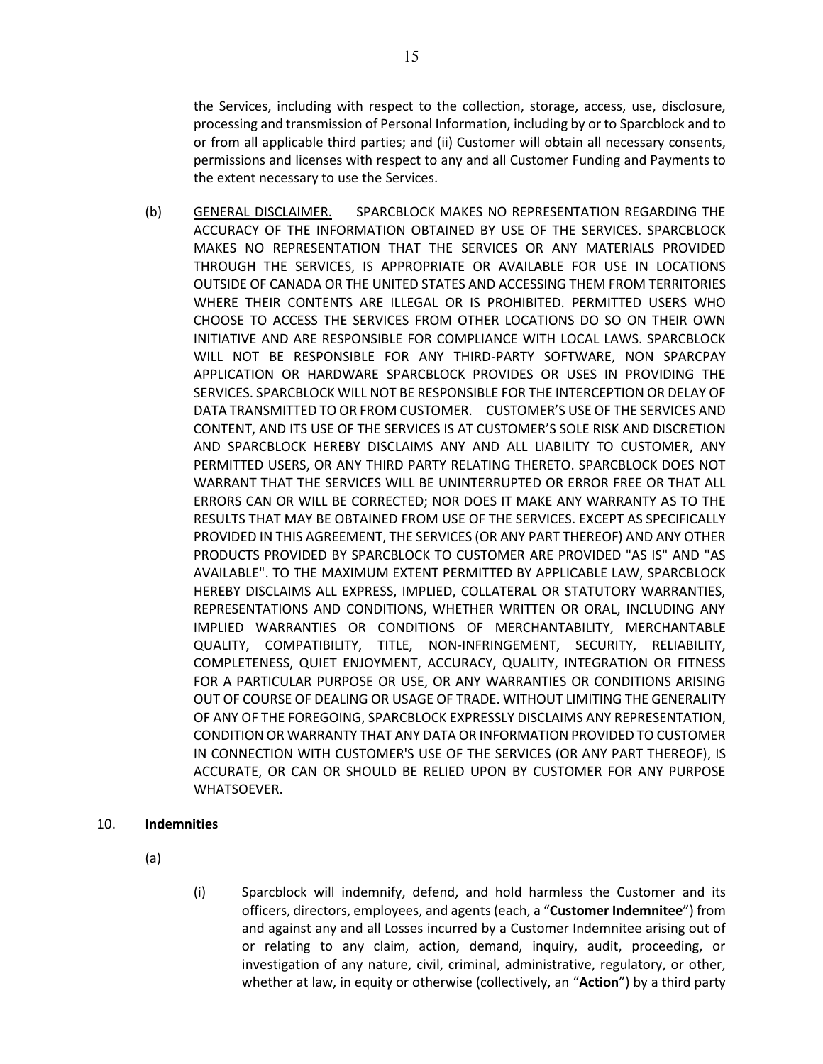the Services, including with respect to the collection, storage, access, use, disclosure, processing and transmission of Personal Information, including by or to Sparcblock and to or from all applicable third parties; and (ii) Customer will obtain all necessary consents, permissions and licenses with respect to any and all Customer Funding and Payments to the extent necessary to use the Services.

(b) GENERAL DISCLAIMER. SPARCBLOCK MAKES NO REPRESENTATION REGARDING THE ACCURACY OF THE INFORMATION OBTAINED BY USE OF THE SERVICES. SPARCBLOCK MAKES NO REPRESENTATION THAT THE SERVICES OR ANY MATERIALS PROVIDED THROUGH THE SERVICES, IS APPROPRIATE OR AVAILABLE FOR USE IN LOCATIONS OUTSIDE OF CANADA OR THE UNITED STATES AND ACCESSING THEM FROM TERRITORIES WHERE THEIR CONTENTS ARE ILLEGAL OR IS PROHIBITED. PERMITTED USERS WHO CHOOSE TO ACCESS THE SERVICES FROM OTHER LOCATIONS DO SO ON THEIR OWN INITIATIVE AND ARE RESPONSIBLE FOR COMPLIANCE WITH LOCAL LAWS. SPARCBLOCK WILL NOT BE RESPONSIBLE FOR ANY THIRD-PARTY SOFTWARE, NON SPARCPAY APPLICATION OR HARDWARE SPARCBLOCK PROVIDES OR USES IN PROVIDING THE SERVICES. SPARCBLOCK WILL NOT BE RESPONSIBLE FOR THE INTERCEPTION OR DELAY OF DATA TRANSMITTED TO OR FROM CUSTOMER. CUSTOMER'S USE OF THE SERVICES AND CONTENT, AND ITS USE OF THE SERVICES IS AT CUSTOMER'S SOLE RISK AND DISCRETION AND SPARCBLOCK HEREBY DISCLAIMS ANY AND ALL LIABILITY TO CUSTOMER, ANY PERMITTED USERS, OR ANY THIRD PARTY RELATING THERETO. SPARCBLOCK DOES NOT WARRANT THAT THE SERVICES WILL BE UNINTERRUPTED OR ERROR FREE OR THAT ALL ERRORS CAN OR WILL BE CORRECTED; NOR DOES IT MAKE ANY WARRANTY AS TO THE RESULTS THAT MAY BE OBTAINED FROM USE OF THE SERVICES. EXCEPT AS SPECIFICALLY PROVIDED IN THIS AGREEMENT, THE SERVICES (OR ANY PART THEREOF) AND ANY OTHER PRODUCTS PROVIDED BY SPARCBLOCK TO CUSTOMER ARE PROVIDED "AS IS" AND "AS AVAILABLE". TO THE MAXIMUM EXTENT PERMITTED BY APPLICABLE LAW, SPARCBLOCK HEREBY DISCLAIMS ALL EXPRESS, IMPLIED, COLLATERAL OR STATUTORY WARRANTIES, REPRESENTATIONS AND CONDITIONS, WHETHER WRITTEN OR ORAL, INCLUDING ANY IMPLIED WARRANTIES OR CONDITIONS OF MERCHANTABILITY, MERCHANTABLE QUALITY, COMPATIBILITY, TITLE, NON-INFRINGEMENT, SECURITY, RELIABILITY, COMPLETENESS, QUIET ENJOYMENT, ACCURACY, QUALITY, INTEGRATION OR FITNESS FOR A PARTICULAR PURPOSE OR USE, OR ANY WARRANTIES OR CONDITIONS ARISING OUT OF COURSE OF DEALING OR USAGE OF TRADE. WITHOUT LIMITING THE GENERALITY OF ANY OF THE FOREGOING, SPARCBLOCK EXPRESSLY DISCLAIMS ANY REPRESENTATION, CONDITION OR WARRANTY THAT ANY DATA OR INFORMATION PROVIDED TO CUSTOMER IN CONNECTION WITH CUSTOMER'S USE OF THE SERVICES (OR ANY PART THEREOF), IS ACCURATE, OR CAN OR SHOULD BE RELIED UPON BY CUSTOMER FOR ANY PURPOSE WHATSOEVER.

10. **Indemnities**

(a)

(i) Sparcblock will indemnify, defend, and hold harmless the Customer and its officers, directors, employees, and agents (each, a "**Customer Indemnitee**") from and against any and all Losses incurred by a Customer Indemnitee arising out of or relating to any claim, action, demand, inquiry, audit, proceeding, or investigation of any nature, civil, criminal, administrative, regulatory, or other, whether at law, in equity or otherwise (collectively, an "**Action**") by a third party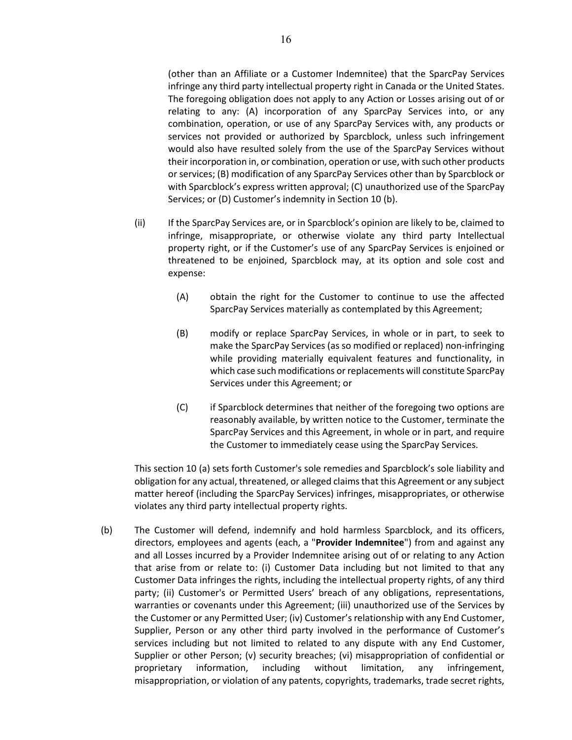(other than an Affiliate or a Customer Indemnitee) that the SparcPay Services infringe any third party intellectual property right in Canada or the United States. The foregoing obligation does not apply to any Action or Losses arising out of or relating to any: (A) incorporation of any SparcPay Services into, or any combination, operation, or use of any SparcPay Services with, any products or services not provided or authorized by Sparcblock, unless such infringement would also have resulted solely from the use of the SparcPay Services without their incorporation in, or combination, operation or use, with such other products or services; (B) modification of any SparcPay Services other than by Sparcblock or with Sparcblock's express written approval; (C) unauthorized use of the SparcPay Services; or (D) Customer's indemnity in Section 10 (b).

(ii) If the SparcPay Services are, or in Sparcblock's opinion are likely to be, claimed to infringe, misappropriate, or otherwise violate any third party Intellectual property right, or if the Customer's use of any SparcPay Services is enjoined or threatened to be enjoined, Sparcblock may, at its option and sole cost and expense:

(A) obtain the right for the Customer to continue to use the affected SparcPay Services materially as contemplated by this Agreement;

(B) modify or replace SparcPay Services, in whole or in part, to seek to make the SparcPay Services (as so modified or replaced) non-infringing while providing materially equivalent features and functionality, in which case such modifications or replacements will constitute SparcPay Services under this Agreement; or

(C) if Sparcblock determines that neither of the foregoing two options are reasonably available, by written notice to the Customer, terminate the SparcPay Services and this Agreement, in whole or in part, and require the Customer to immediately cease using the SparcPay Services.

This section 10 (a) sets forth Customer's sole remedies and Sparcblock's sole liability and obligation for any actual, threatened, or alleged claims that this Agreement or any subject matter hereof (including the SparcPay Services) infringes, misappropriates, or otherwise violates any third party intellectual property rights.

(b) The Customer will defend, indemnify and hold harmless Sparcblock, and its officers, directors, employees and agents (each, a "**Provider Indemnitee**") from and against any and all Losses incurred by a Provider Indemnitee arising out of or relating to any Action that arise from or relate to: (i) Customer Data including but not limited to that any Customer Data infringes the rights, including the intellectual property rights, of any third party; (ii) Customer's or Permitted Users' breach of any obligations, representations, warranties or covenants under this Agreement; (iii) unauthorized use of the Services by the Customer or any Permitted User; (iv) Customer's relationship with any End Customer, Supplier, Person or any other third party involved in the performance of Customer's services including but not limited to related to any dispute with any End Customer, Supplier or other Person; (v) security breaches; (vi) misappropriation of confidential or proprietary information, including without limitation, any infringement, misappropriation, or violation of any patents, copyrights, trademarks, trade secret rights,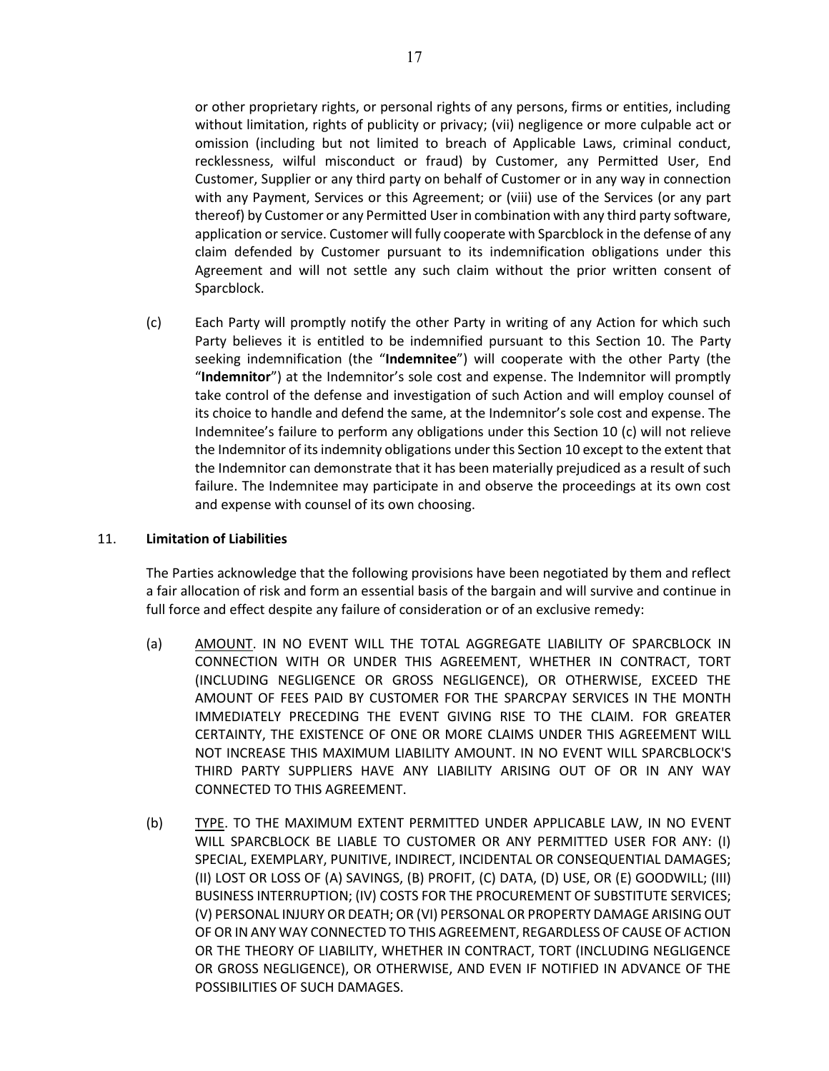or other proprietary rights, or personal rights of any persons, firms or entities, including without limitation, rights of publicity or privacy; (vii) negligence or more culpable act or omission (including but not limited to breach of Applicable Laws, criminal conduct, recklessness, wilful misconduct or fraud) by Customer, any Permitted User, End Customer, Supplier or any third party on behalf of Customer or in any way in connection with any Payment, Services or this Agreement; or (viii) use of the Services (or any part thereof) by Customer or any Permitted User in combination with any third party software, application or service. Customer will fully cooperate with Sparcblock in the defense of any claim defended by Customer pursuant to its indemnification obligations under this Agreement and will not settle any such claim without the prior written consent of Sparcblock.

(c) Each Party will promptly notify the other Party in writing of any Action for which such Party believes it is entitled to be indemnified pursuant to this Section 10. The Party seeking indemnification (the "**Indemnitee**") will cooperate with the other Party (the "**Indemnitor**") at the Indemnitor's sole cost and expense. The Indemnitor will promptly take control of the defense and investigation of such Action and will employ counsel of its choice to handle and defend the same, at the Indemnitor's sole cost and expense. The Indemnitee's failure to perform any obligations under this Section 10 (c) will not relieve the Indemnitor of its indemnity obligations under this Section 10 except to the extent that the Indemnitor can demonstrate that it has been materially prejudiced as a result of such failure. The Indemnitee may participate in and observe the proceedings at its own cost and expense with counsel of its own choosing.

11. **Limitation of Liabilities**

The Parties acknowledge that the following provisions have been negotiated by them and reflect a fair allocation of risk and form an essential basis of the bargain and will survive and continue in full force and effect despite any failure of consideration or of an exclusive remedy:

(a) AMOUNT. IN NO EVENT WILL THE TOTAL AGGREGATE LIABILITY OF SPARCBLOCK IN CONNECTION WITH OR UNDER THIS AGREEMENT, WHETHER IN CONTRACT, TORT (INCLUDING NEGLIGENCE OR GROSS NEGLIGENCE), OR OTHERWISE, EXCEED THE AMOUNT OF FEES PAID BY CUSTOMER FOR THE SPARCPAY SERVICES IN THE MONTH IMMEDIATELY PRECEDING THE EVENT GIVING RISE TO THE CLAIM. FOR GREATER CERTAINTY, THE EXISTENCE OF ONE OR MORE CLAIMS UNDER THIS AGREEMENT WILL NOT INCREASE THIS MAXIMUM LIABILITY AMOUNT. IN NO EVENT WILL SPARCBLOCK'S THIRD PARTY SUPPLIERS HAVE ANY LIABILITY ARISING OUT OF OR IN ANY WAY CONNECTED TO THIS AGREEMENT.

(b) TYPE. TO THE MAXIMUM EXTENT PERMITTED UNDER APPLICABLE LAW, IN NO EVENT WILL SPARCBLOCK BE LIABLE TO CUSTOMER OR ANY PERMITTED USER FOR ANY: (I) SPECIAL, EXEMPLARY, PUNITIVE, INDIRECT, INCIDENTAL OR CONSEQUENTIAL DAMAGES; (II) LOST OR LOSS OF (A) SAVINGS, (B) PROFIT, (C) DATA, (D) USE, OR (E) GOODWILL; (III) BUSINESS INTERRUPTION; (IV) COSTS FOR THE PROCUREMENT OF SUBSTITUTE SERVICES; (V) PERSONAL INJURY OR DEATH; OR (VI) PERSONAL OR PROPERTY DAMAGE ARISING OUT OF OR IN ANY WAY CONNECTED TO THIS AGREEMENT, REGARDLESS OF CAUSE OF ACTION OR THE THEORY OF LIABILITY, WHETHER IN CONTRACT, TORT (INCLUDING NEGLIGENCE OR GROSS NEGLIGENCE), OR OTHERWISE, AND EVEN IF NOTIFIED IN ADVANCE OF THE POSSIBILITIES OF SUCH DAMAGES.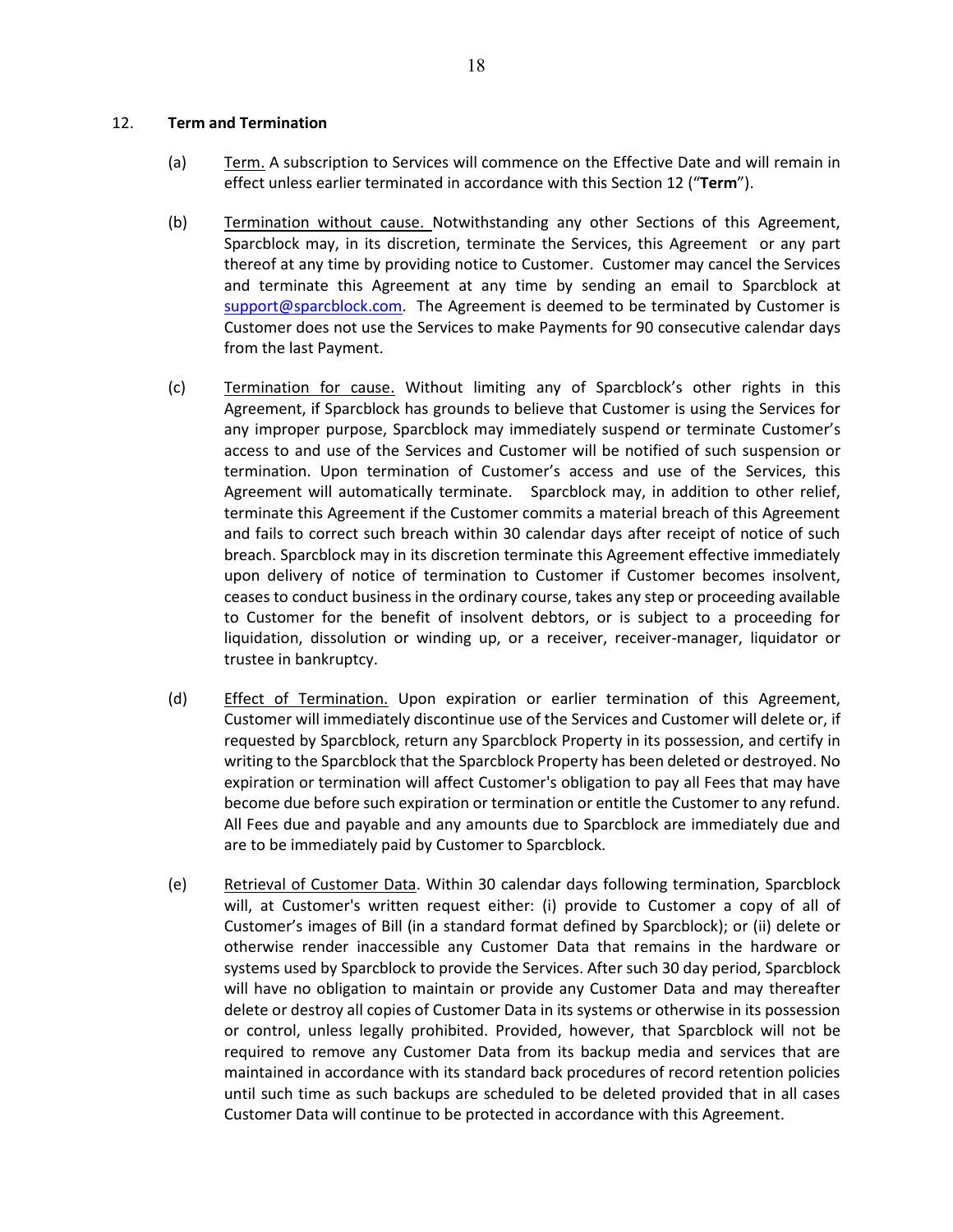12. **Term and Termination**

(a) Term. A subscription to Services will commence on the Effective Date and will remain in effect unless earlier terminated in accordance with this Section 12 ("**Term**").

(b) Termination without cause. Notwithstanding any other Sections of this Agreement, Sparcblock may, in its discretion, terminate the Services, this Agreement or any part thereof at any time by providing notice to Customer. Customer may cancel the Services and terminate this Agreement at any time by sending an email to Sparcblock at [support@sparcblock.com](mailto:support@sparcblock.com). The Agreement is deemed to be terminated by Customer is Customer does not use the Services to make Payments for 90 consecutive calendar days from the last Payment.

(c) Termination for cause. Without limiting any of Sparcblock's other rights in this Agreement, if Sparcblock has grounds to believe that Customer is using the Services for any improper purpose, Sparcblock may immediately suspend or terminate Customer's access to and use of the Services and Customer will be notified of such suspension or termination. Upon termination of Customer's access and use of the Services, this Agreement will automatically terminate. Sparcblock may, in addition to other relief, terminate this Agreement if the Customer commits a material breach of this Agreement and fails to correct such breach within 30 calendar days after receipt of notice of such breach. Sparcblock may in its discretion terminate this Agreement effective immediately upon delivery of notice of termination to Customer if Customer becomes insolvent, ceases to conduct business in the ordinary course, takes any step or proceeding available to Customer for the benefit of insolvent debtors, or is subject to a proceeding for liquidation, dissolution or winding up, or a receiver, receiver-manager, liquidator or trustee in bankruptcy.

(d) Effect of Termination. Upon expiration or earlier termination of this Agreement, Customer will immediately discontinue use of the Services and Customer will delete or, if requested by Sparcblock, return any Sparcblock Property in its possession, and certify in writing to the Sparcblock that the Sparcblock Property has been deleted or destroyed. No expiration or termination will affect Customer's obligation to pay all Fees that may have become due before such expiration or termination or entitle the Customer to any refund. All Fees due and payable and any amounts due to Sparcblock are immediately due and are to be immediately paid by Customer to Sparcblock.

(e) Retrieval of Customer Data. Within 30 calendar days following termination, Sparcblock will, at Customer's written request either: (i) provide to Customer a copy of all of Customer's images of Bill (in a standard format defined by Sparcblock); or (ii) delete or otherwise render inaccessible any Customer Data that remains in the hardware or systems used by Sparcblock to provide the Services. After such 30 day period, Sparcblock will have no obligation to maintain or provide any Customer Data and may thereafter delete or destroy all copies of Customer Data in its systems or otherwise in its possession or control, unless legally prohibited. Provided, however, that Sparcblock will not be required to remove any Customer Data from its backup media and services that are maintained in accordance with its standard back procedures of record retention policies until such time as such backups are scheduled to be deleted provided that in all cases Customer Data will continue to be protected in accordance with this Agreement.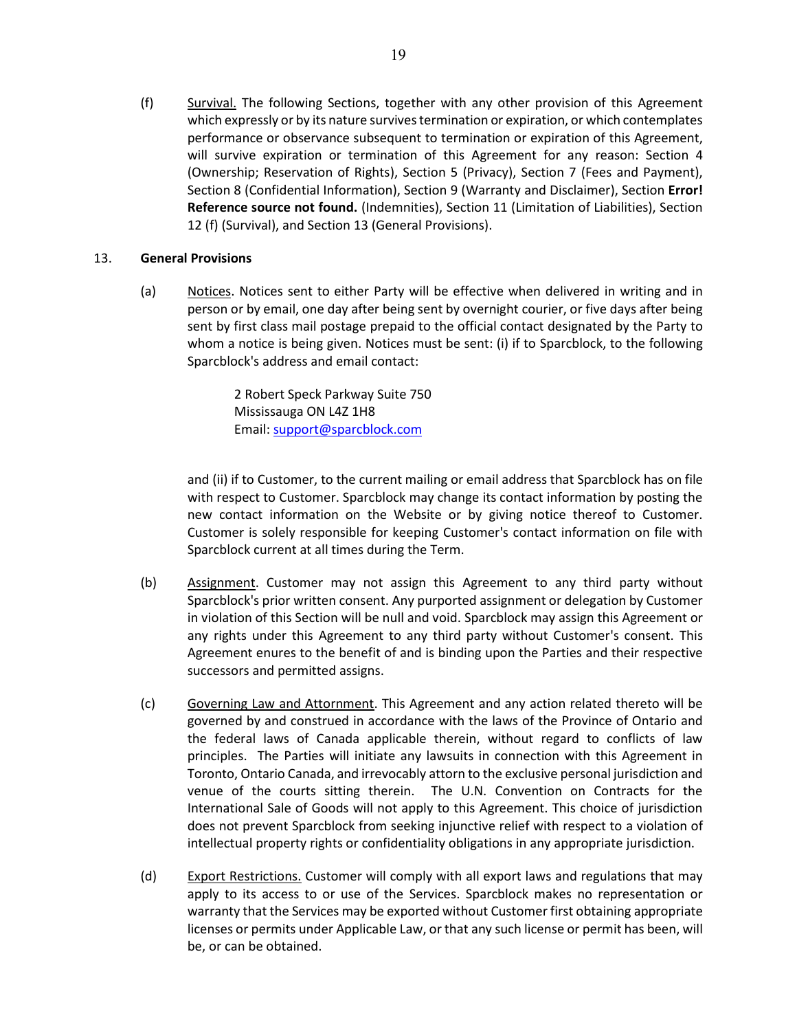(f) Survival. The following Sections, together with any other provision of this Agreement which expressly or by its nature survives termination or expiration, or which contemplates performance or observance subsequent to termination or expiration of this Agreement, will survive expiration or termination of this Agreement for any reason: Section 4 (Ownership; Reservation of Rights), Section 5 (Privacy), Section 7 (Fees and Payment), Section 8 (Confidential Information), Section 9 (Warranty and Disclaimer), Section **Error! Reference source not found.** (Indemnities), Section 11 (Limitation of Liabilities), Section 12 (f) (Survival), and Section 13 (General Provisions).

## 13. General Provisions

(a) Notices. Notices sent to either Party will be effective when delivered in writing and in person or by email, one day after being sent by overnight courier, or five days after being sent by first class mail postage prepaid to the official contact designated by the Party to whom a notice is being given. Notices must be sent: (i) if to Sparcblock, to the following Sparcblock's address and email contact:

> 2 Robert Speck Parkway Suite 750
> Mississauga ON L4Z 1H8
> Email: support@sparcblock.com

and (ii) if to Customer, to the current mailing or email address that Sparcblock has on file with respect to Customer. Sparcblock may change its contact information by posting the new contact information on the Website or by giving notice thereof to Customer. Customer is solely responsible for keeping Customer's contact information on file with Sparcblock current at all times during the Term.

(b) Assignment. Customer may not assign this Agreement to any third party without Sparcblock's prior written consent. Any purported assignment or delegation by Customer in violation of this Section will be null and void. Sparcblock may assign this Agreement or any rights under this Agreement to any third party without Customer's consent. This Agreement enures to the benefit of and is binding upon the Parties and their respective successors and permitted assigns.

(c) Governing Law and Attornment. This Agreement and any action related thereto will be governed by and construed in accordance with the laws of the Province of Ontario and the federal laws of Canada applicable therein, without regard to conflicts of law principles. The Parties will initiate any lawsuits in connection with this Agreement in Toronto, Ontario Canada, and irrevocably attorn to the exclusive personal jurisdiction and venue of the courts sitting therein. The U.N. Convention on Contracts for the International Sale of Goods will not apply to this Agreement. This choice of jurisdiction does not prevent Sparcblock from seeking injunctive relief with respect to a violation of intellectual property rights or confidentiality obligations in any appropriate jurisdiction.

(d) Export Restrictions. Customer will comply with all export laws and regulations that may apply to its access to or use of the Services. Sparcblock makes no representation or warranty that the Services may be exported without Customer first obtaining appropriate licenses or permits under Applicable Law, or that any such license or permit has been, will be, or can be obtained.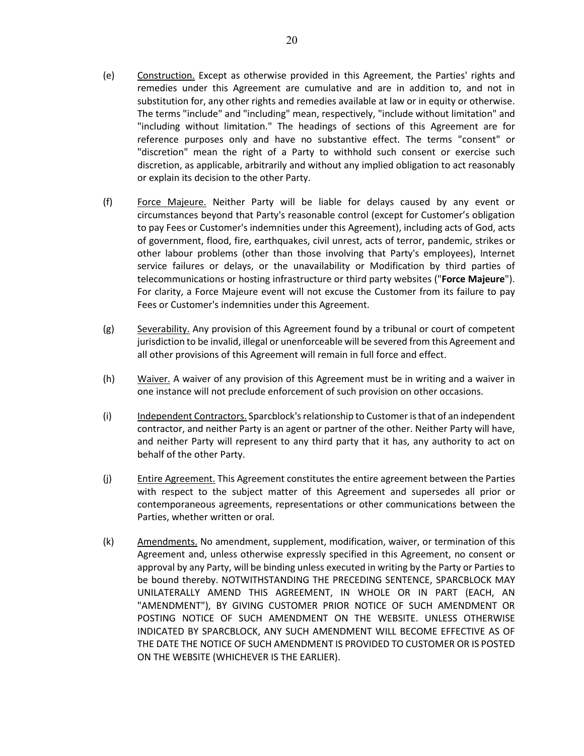(e) Construction. Except as otherwise provided in this Agreement, the Parties' rights and remedies under this Agreement are cumulative and are in addition to, and not in substitution for, any other rights and remedies available at law or in equity or otherwise. The terms "include" and "including" mean, respectively, "include without limitation" and "including without limitation." The headings of sections of this Agreement are for reference purposes only and have no substantive effect. The terms "consent" or "discretion" mean the right of a Party to withhold such consent or exercise such discretion, as applicable, arbitrarily and without any implied obligation to act reasonably or explain its decision to the other Party.

(f) Force Majeure. Neither Party will be liable for delays caused by any event or circumstances beyond that Party's reasonable control (except for Customer's obligation to pay Fees or Customer's indemnities under this Agreement), including acts of God, acts of government, flood, fire, earthquakes, civil unrest, acts of terror, pandemic, strikes or other labour problems (other than those involving that Party's employees), Internet service failures or delays, or the unavailability or Modification by third parties of telecommunications or hosting infrastructure or third party websites ("**Force Majeure**"). For clarity, a Force Majeure event will not excuse the Customer from its failure to pay Fees or Customer's indemnities under this Agreement.

(g) Severability. Any provision of this Agreement found by a tribunal or court of competent jurisdiction to be invalid, illegal or unenforceable will be severed from this Agreement and all other provisions of this Agreement will remain in full force and effect.

(h) Waiver. A waiver of any provision of this Agreement must be in writing and a waiver in one instance will not preclude enforcement of such provision on other occasions.

(i) Independent Contractors. Sparcblock's relationship to Customer is that of an independent contractor, and neither Party is an agent or partner of the other. Neither Party will have, and neither Party will represent to any third party that it has, any authority to act on behalf of the other Party.

(j) Entire Agreement. This Agreement constitutes the entire agreement between the Parties with respect to the subject matter of this Agreement and supersedes all prior or contemporaneous agreements, representations or other communications between the Parties, whether written or oral.

(k) Amendments. No amendment, supplement, modification, waiver, or termination of this Agreement and, unless otherwise expressly specified in this Agreement, no consent or approval by any Party, will be binding unless executed in writing by the Party or Parties to be bound thereby. NOTWITHSTANDING THE PRECEDING SENTENCE, SPARCBLOCK MAY UNILATERALLY AMEND THIS AGREEMENT, IN WHOLE OR IN PART (EACH, AN "AMENDMENT"), BY GIVING CUSTOMER PRIOR NOTICE OF SUCH AMENDMENT OR POSTING NOTICE OF SUCH AMENDMENT ON THE WEBSITE. UNLESS OTHERWISE INDICATED BY SPARCBLOCK, ANY SUCH AMENDMENT WILL BECOME EFFECTIVE AS OF THE DATE THE NOTICE OF SUCH AMENDMENT IS PROVIDED TO CUSTOMER OR IS POSTED ON THE WEBSITE (WHICHEVER IS THE EARLIER).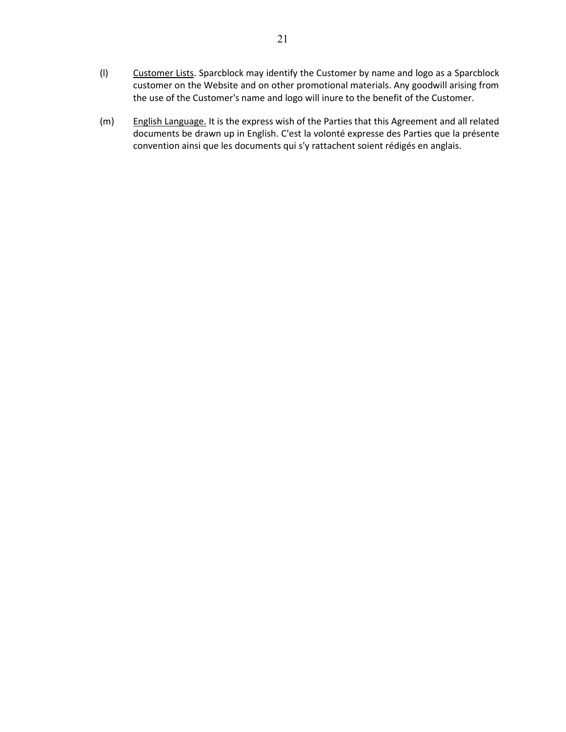(l) <u>Customer Lists</u>. Sparcblock may identify the Customer by name and logo as a Sparcblock customer on the Website and on other promotional materials. Any goodwill arising from the use of the Customer's name and logo will inure to the benefit of the Customer.

(m) <u>English Language.</u> It is the express wish of the Parties that this Agreement and all related documents be drawn up in English. C'est la volonté expresse des Parties que la présente convention ainsi que les documents qui s'y rattachent soient rédigés en anglais.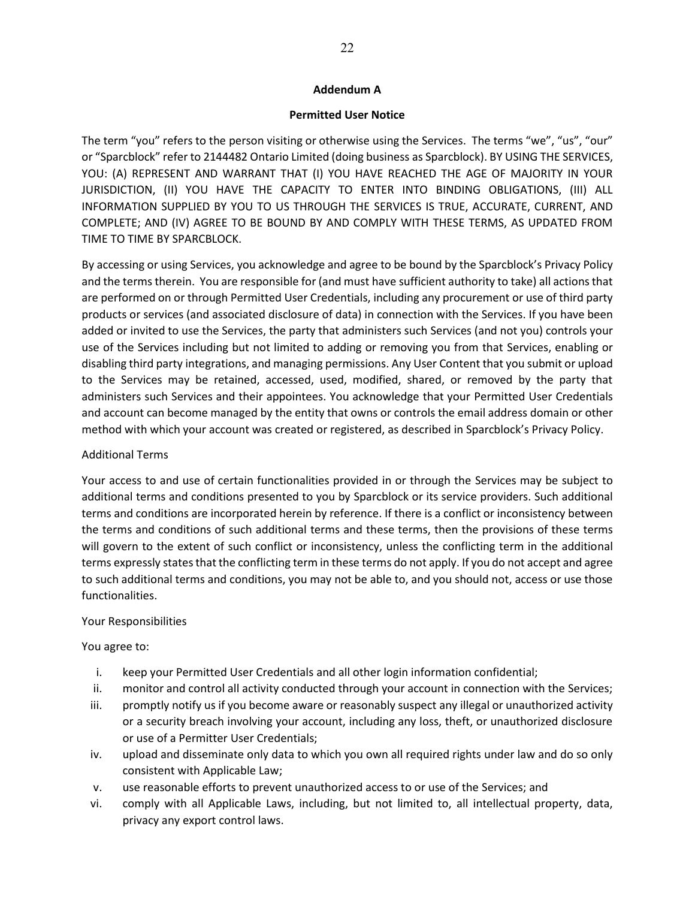## Addendum A

### Permitted User Notice

The term "you" refers to the person visiting or otherwise using the Services. The terms "we", "us", "our" or "Sparcblock" refer to 2144482 Ontario Limited (doing business as Sparcblock). BY USING THE SERVICES, YOU: (A) REPRESENT AND WARRANT THAT (I) YOU HAVE REACHED THE AGE OF MAJORITY IN YOUR JURISDICTION, (II) YOU HAVE THE CAPACITY TO ENTER INTO BINDING OBLIGATIONS, (III) ALL INFORMATION SUPPLIED BY YOU TO US THROUGH THE SERVICES IS TRUE, ACCURATE, CURRENT, AND COMPLETE; AND (IV) AGREE TO BE BOUND BY AND COMPLY WITH THESE TERMS, AS UPDATED FROM TIME TO TIME BY SPARCBLOCK.

By accessing or using Services, you acknowledge and agree to be bound by the Sparcblock's Privacy Policy and the terms therein. You are responsible for (and must have sufficient authority to take) all actions that are performed on or through Permitted User Credentials, including any procurement or use of third party products or services (and associated disclosure of data) in connection with the Services. If you have been added or invited to use the Services, the party that administers such Services (and not you) controls your use of the Services including but not limited to adding or removing you from that Services, enabling or disabling third party integrations, and managing permissions. Any User Content that you submit or upload to the Services may be retained, accessed, used, modified, shared, or removed by the party that administers such Services and their appointees. You acknowledge that your Permitted User Credentials and account can become managed by the entity that owns or controls the email address domain or other method with which your account was created or registered, as described in Sparcblock's Privacy Policy.

Additional Terms

Your access to and use of certain functionalities provided in or through the Services may be subject to additional terms and conditions presented to you by Sparcblock or its service providers. Such additional terms and conditions are incorporated herein by reference. If there is a conflict or inconsistency between the terms and conditions of such additional terms and these terms, then the provisions of these terms will govern to the extent of such conflict or inconsistency, unless the conflicting term in the additional terms expressly states that the conflicting term in these terms do not apply. If you do not accept and agree to such additional terms and conditions, you may not be able to, and you should not, access or use those functionalities.

Your Responsibilities

You agree to:

i. keep your Permitted User Credentials and all other login information confidential;
ii. monitor and control all activity conducted through your account in connection with the Services;
iii. promptly notify us if you become aware or reasonably suspect any illegal or unauthorized activity or a security breach involving your account, including any loss, theft, or unauthorized disclosure or use of a Permitter User Credentials;
iv. upload and disseminate only data to which you own all required rights under law and do so only consistent with Applicable Law;
v. use reasonable efforts to prevent unauthorized access to or use of the Services; and
vi. comply with all Applicable Laws, including, but not limited to, all intellectual property, data, privacy any export control laws.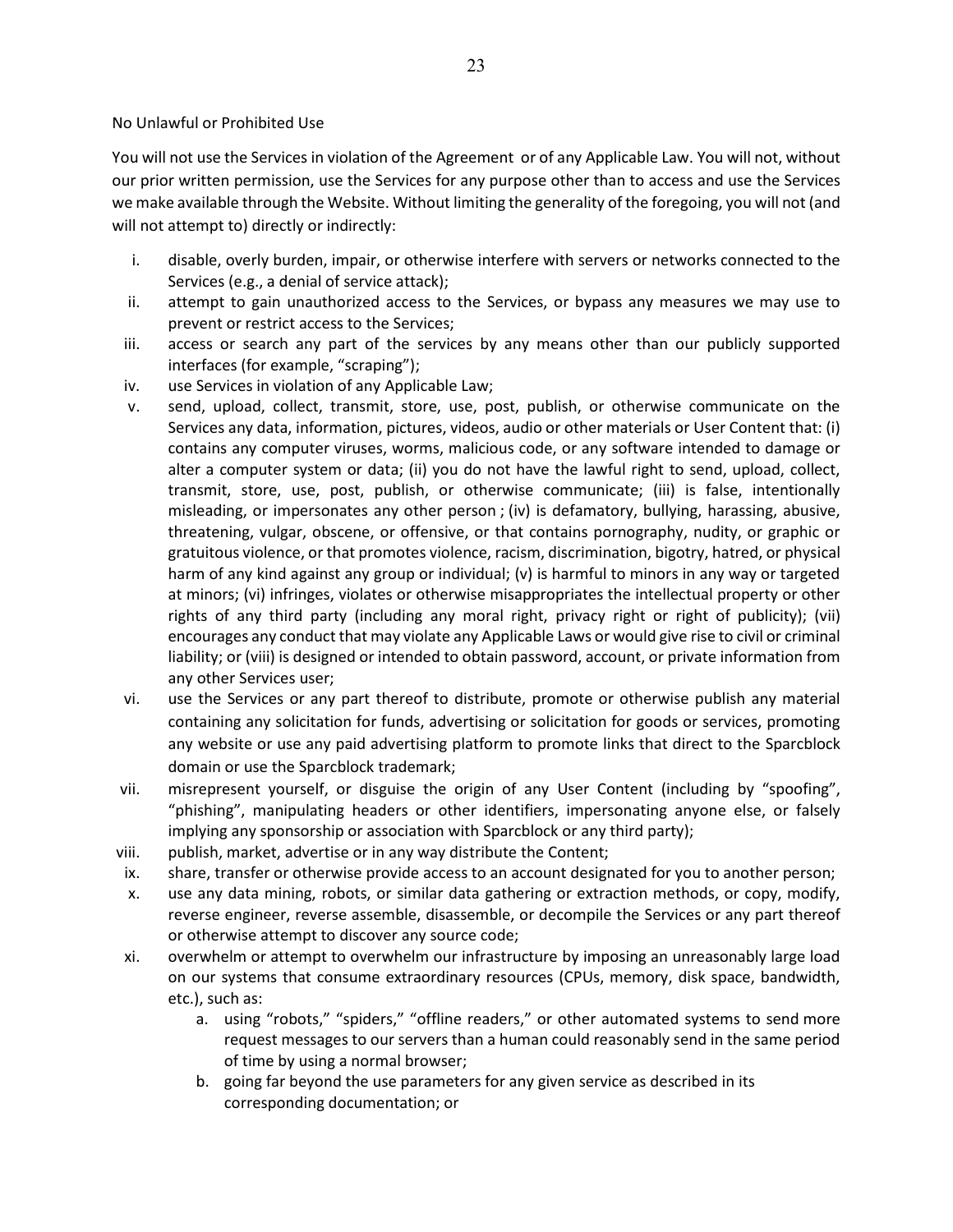No Unlawful or Prohibited Use

You will not use the Services in violation of the Agreement or of any Applicable Law. You will not, without our prior written permission, use the Services for any purpose other than to access and use the Services we make available through the Website. Without limiting the generality of the foregoing, you will not (and will not attempt to) directly or indirectly:

i. disable, overly burden, impair, or otherwise interfere with servers or networks connected to the Services (e.g., a denial of service attack);
ii. attempt to gain unauthorized access to the Services, or bypass any measures we may use to prevent or restrict access to the Services;
iii. access or search any part of the services by any means other than our publicly supported interfaces (for example, "scraping");
iv. use Services in violation of any Applicable Law;
v. send, upload, collect, transmit, store, use, post, publish, or otherwise communicate on the Services any data, information, pictures, videos, audio or other materials or User Content that: (i) contains any computer viruses, worms, malicious code, or any software intended to damage or alter a computer system or data; (ii) you do not have the lawful right to send, upload, collect, transmit, store, use, post, publish, or otherwise communicate; (iii) is false, intentionally misleading, or impersonates any other person ; (iv) is defamatory, bullying, harassing, abusive, threatening, vulgar, obscene, or offensive, or that contains pornography, nudity, or graphic or gratuitous violence, or that promotes violence, racism, discrimination, bigotry, hatred, or physical harm of any kind against any group or individual; (v) is harmful to minors in any way or targeted at minors; (vi) infringes, violates or otherwise misappropriates the intellectual property or other rights of any third party (including any moral right, privacy right or right of publicity); (vii) encourages any conduct that may violate any Applicable Laws or would give rise to civil or criminal liability; or (viii) is designed or intended to obtain password, account, or private information from any other Services user;
vi. use the Services or any part thereof to distribute, promote or otherwise publish any material containing any solicitation for funds, advertising or solicitation for goods or services, promoting any website or use any paid advertising platform to promote links that direct to the Sparcblock domain or use the Sparcblock trademark;
vii. misrepresent yourself, or disguise the origin of any User Content (including by "spoofing", "phishing", manipulating headers or other identifiers, impersonating anyone else, or falsely implying any sponsorship or association with Sparcblock or any third party);
viii. publish, market, advertise or in any way distribute the Content;
ix. share, transfer or otherwise provide access to an account designated for you to another person;
x. use any data mining, robots, or similar data gathering or extraction methods, or copy, modify, reverse engineer, reverse assemble, disassemble, or decompile the Services or any part thereof or otherwise attempt to discover any source code;
xi. overwhelm or attempt to overwhelm our infrastructure by imposing an unreasonably large load on our systems that consume extraordinary resources (CPUs, memory, disk space, bandwidth, etc.), such as:
    a. using "robots," "spiders," "offline readers," or other automated systems to send more request messages to our servers than a human could reasonably send in the same period of time by using a normal browser;
    b. going far beyond the use parameters for any given service as described in its corresponding documentation; or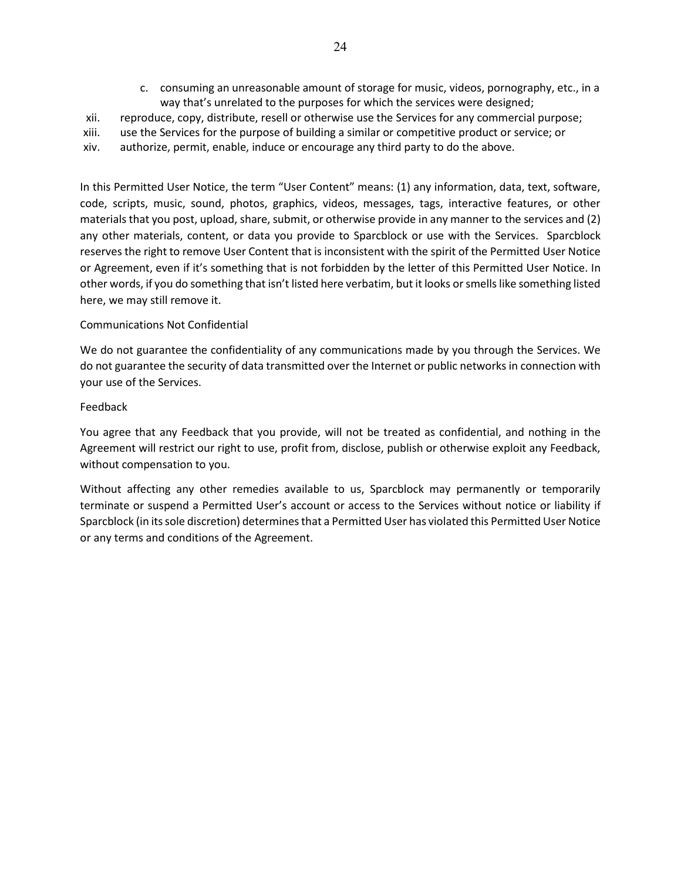c. consuming an unreasonable amount of storage for music, videos, pornography, etc., in a way that's unrelated to the purposes for which the services were designed;

xii. reproduce, copy, distribute, resell or otherwise use the Services for any commercial purpose;

xiii. use the Services for the purpose of building a similar or competitive product or service; or

xiv. authorize, permit, enable, induce or encourage any third party to do the above.

In this Permitted User Notice, the term "User Content" means: (1) any information, data, text, software, code, scripts, music, sound, photos, graphics, videos, messages, tags, interactive features, or other materials that you post, upload, share, submit, or otherwise provide in any manner to the services and (2) any other materials, content, or data you provide to Sparcblock or use with the Services. Sparcblock reserves the right to remove User Content that is inconsistent with the spirit of the Permitted User Notice or Agreement, even if it's something that is not forbidden by the letter of this Permitted User Notice. In other words, if you do something that isn't listed here verbatim, but it looks or smells like something listed here, we may still remove it.

Communications Not Confidential

We do not guarantee the confidentiality of any communications made by you through the Services. We do not guarantee the security of data transmitted over the Internet or public networks in connection with your use of the Services.

Feedback

You agree that any Feedback that you provide, will not be treated as confidential, and nothing in the Agreement will restrict our right to use, profit from, disclose, publish or otherwise exploit any Feedback, without compensation to you.

Without affecting any other remedies available to us, Sparcblock may permanently or temporarily terminate or suspend a Permitted User's account or access to the Services without notice or liability if Sparcblock (in its sole discretion) determines that a Permitted User has violated this Permitted User Notice or any terms and conditions of the Agreement.